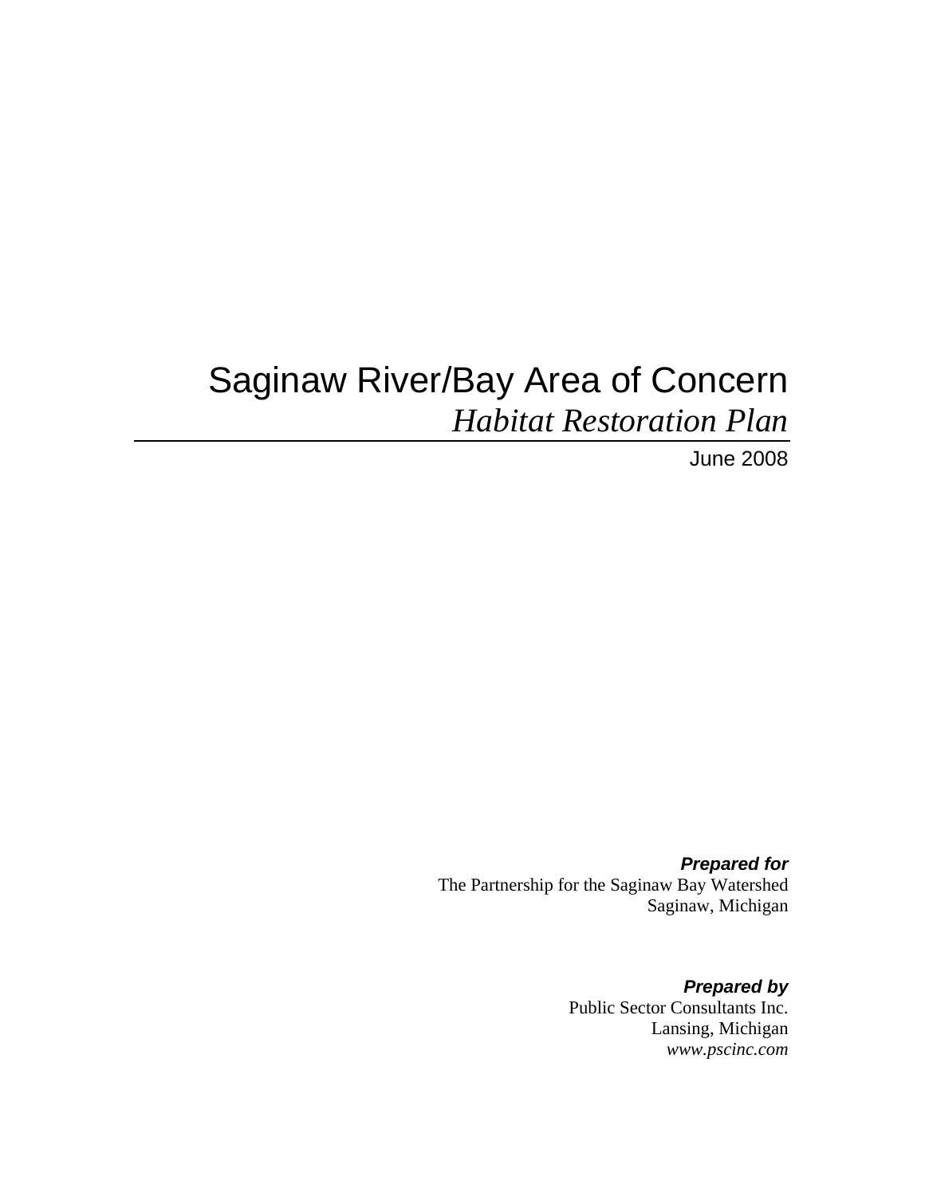# Saginaw River/Bay Area of Concern

## *Habitat Restoration Plan*

June 2008

***Prepared for***

The Partnership for the Saginaw Bay Watershed
Saginaw, Michigan

***Prepared by***

Public Sector Consultants Inc.
Lansing, Michigan
*www.pscinc.com*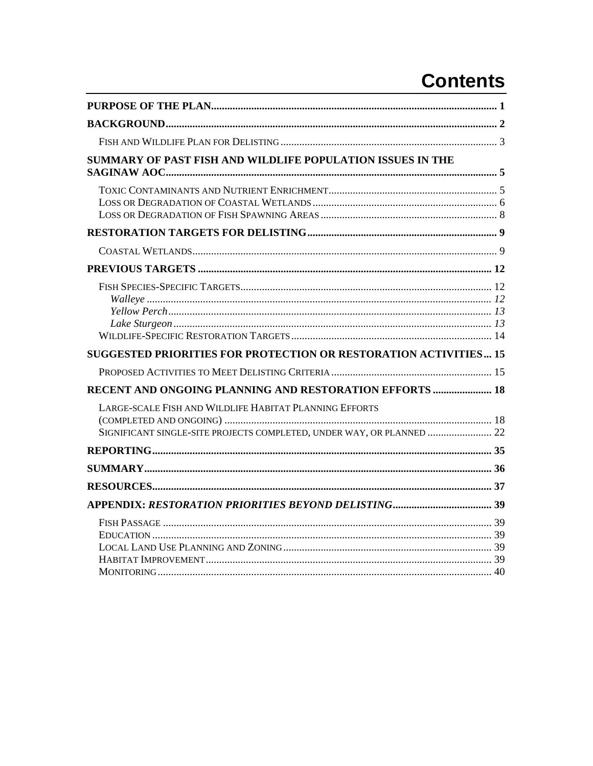# Contents

**PURPOSE OF THE PLAN** .......... 1

**BACKGROUND** .......... 2

- FISH AND WILDLIFE PLAN FOR DELISTING .......... 3

**SUMMARY OF PAST FISH AND WILDLIFE POPULATION ISSUES IN THE SAGINAW AOC** .......... 5

- TOXIC CONTAMINANTS AND NUTRIENT ENRICHMENT .......... 5
- LOSS OR DEGRADATION OF COASTAL WETLANDS .......... 6
- LOSS OR DEGRADATION OF FISH SPAWNING AREAS .......... 8

**RESTORATION TARGETS FOR DELISTING** .......... 9

- COASTAL WETLANDS .......... 9

**PREVIOUS TARGETS** .......... 12

- FISH SPECIES-SPECIFIC TARGETS .......... 12
  - *Walleye* .......... *12*
  - *Yellow Perch* .......... *13*
  - *Lake Sturgeon* .......... *13*
- WILDLIFE-SPECIFIC RESTORATION TARGETS .......... 14

**SUGGESTED PRIORITIES FOR PROTECTION OR RESTORATION ACTIVITIES** .......... 15

- PROPOSED ACTIVITIES TO MEET DELISTING CRITERIA .......... 15

**RECENT AND ONGOING PLANNING AND RESTORATION EFFORTS** .......... 18

- LARGE-SCALE FISH AND WILDLIFE HABITAT PLANNING EFFORTS (COMPLETED AND ONGOING) .......... 18
- SIGNIFICANT SINGLE-SITE PROJECTS COMPLETED, UNDER WAY, OR PLANNED .......... 22

**REPORTING** .......... 35

**SUMMARY** .......... 36

**RESOURCES** .......... 37

**APPENDIX: *RESTORATION PRIORITIES BEYOND DELISTING*** .......... 39

- FISH PASSAGE .......... 39
- EDUCATION .......... 39
- LOCAL LAND USE PLANNING AND ZONING .......... 39
- HABITAT IMPROVEMENT .......... 39
- MONITORING .......... 40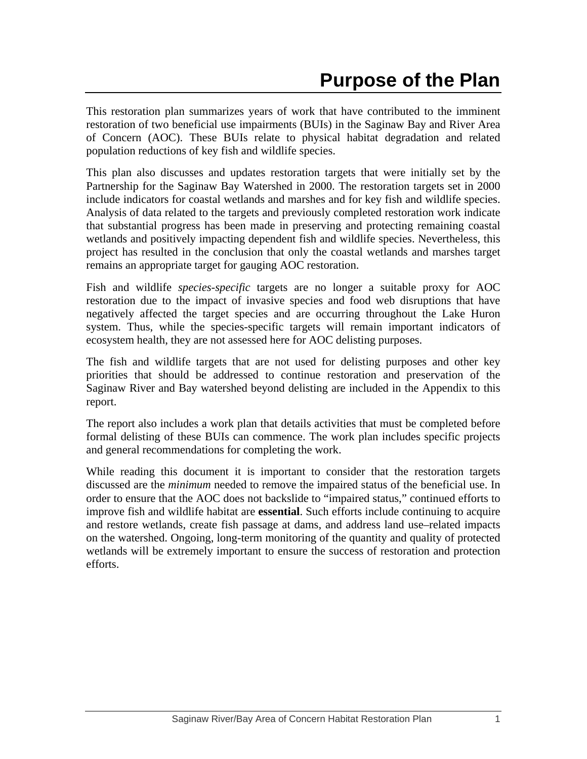# Purpose of the Plan

This restoration plan summarizes years of work that have contributed to the imminent restoration of two beneficial use impairments (BUIs) in the Saginaw Bay and River Area of Concern (AOC). These BUIs relate to physical habitat degradation and related population reductions of key fish and wildlife species.

This plan also discusses and updates restoration targets that were initially set by the Partnership for the Saginaw Bay Watershed in 2000. The restoration targets set in 2000 include indicators for coastal wetlands and marshes and for key fish and wildlife species. Analysis of data related to the targets and previously completed restoration work indicate that substantial progress has been made in preserving and protecting remaining coastal wetlands and positively impacting dependent fish and wildlife species. Nevertheless, this project has resulted in the conclusion that only the coastal wetlands and marshes target remains an appropriate target for gauging AOC restoration.

Fish and wildlife *species-specific* targets are no longer a suitable proxy for AOC restoration due to the impact of invasive species and food web disruptions that have negatively affected the target species and are occurring throughout the Lake Huron system. Thus, while the species-specific targets will remain important indicators of ecosystem health, they are not assessed here for AOC delisting purposes.

The fish and wildlife targets that are not used for delisting purposes and other key priorities that should be addressed to continue restoration and preservation of the Saginaw River and Bay watershed beyond delisting are included in the Appendix to this report.

The report also includes a work plan that details activities that must be completed before formal delisting of these BUIs can commence. The work plan includes specific projects and general recommendations for completing the work.

While reading this document it is important to consider that the restoration targets discussed are the *minimum* needed to remove the impaired status of the beneficial use. In order to ensure that the AOC does not backslide to "impaired status," continued efforts to improve fish and wildlife habitat are **essential**. Such efforts include continuing to acquire and restore wetlands, create fish passage at dams, and address land use–related impacts on the watershed. Ongoing, long-term monitoring of the quantity and quality of protected wetlands will be extremely important to ensure the success of restoration and protection efforts.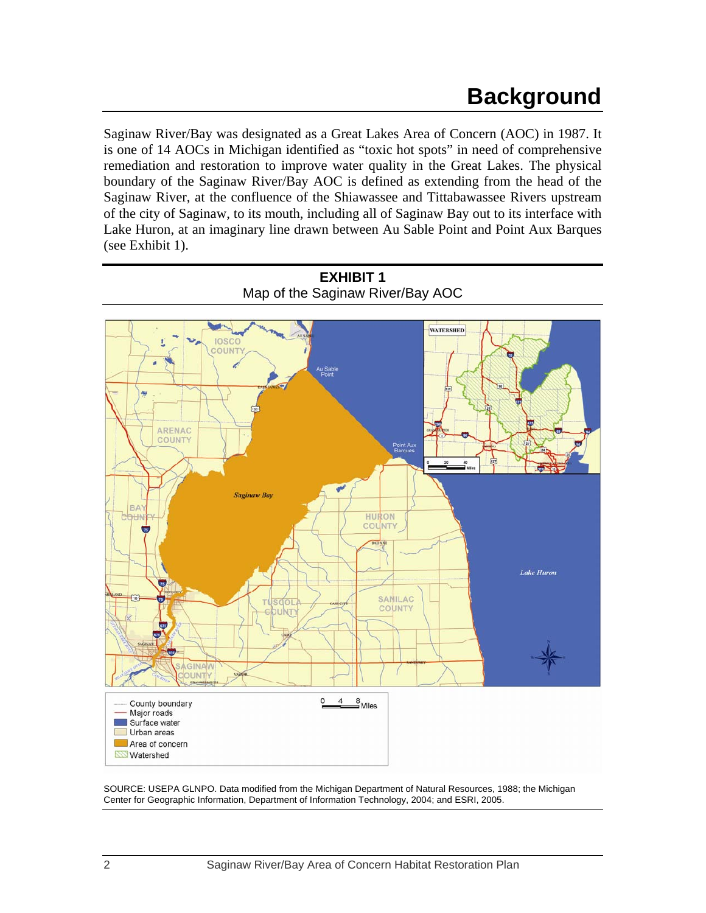# Background

Saginaw River/Bay was designated as a Great Lakes Area of Concern (AOC) in 1987. It is one of 14 AOCs in Michigan identified as "toxic hot spots" in need of comprehensive remediation and restoration to improve water quality in the Great Lakes. The physical boundary of the Saginaw River/Bay AOC is defined as extending from the head of the Saginaw River, at the confluence of the Shiawassee and Tittabawassee Rivers upstream of the city of Saginaw, to its mouth, including all of Saginaw Bay out to its interface with Lake Huron, at an imaginary line drawn between Au Sable Point and Point Aux Barques (see Exhibit 1).

**EXHIBIT 1**
Map of the Saginaw River/Bay AOC

SOURCE: USEPA GLNPO. Data modified from the Michigan Department of Natural Resources, 1988; the Michigan Center for Geographic Information, Department of Information Technology, 2004; and ESRI, 2005.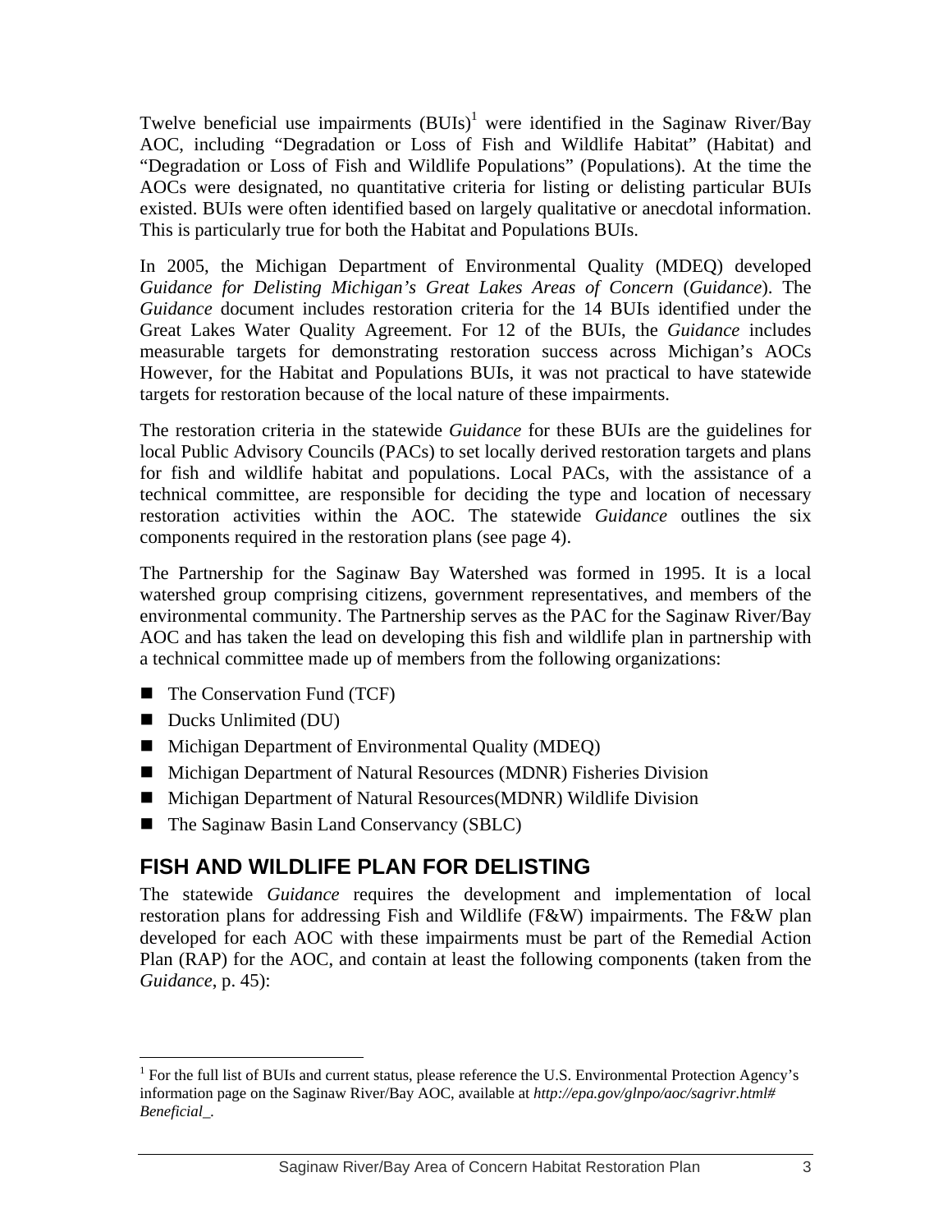Twelve beneficial use impairments (BUIs)[1] were identified in the Saginaw River/Bay AOC, including "Degradation or Loss of Fish and Wildlife Habitat" (Habitat) and "Degradation or Loss of Fish and Wildlife Populations" (Populations). At the time the AOCs were designated, no quantitative criteria for listing or delisting particular BUIs existed. BUIs were often identified based on largely qualitative or anecdotal information. This is particularly true for both the Habitat and Populations BUIs.

In 2005, the Michigan Department of Environmental Quality (MDEQ) developed *Guidance for Delisting Michigan's Great Lakes Areas of Concern* (*Guidance*). The *Guidance* document includes restoration criteria for the 14 BUIs identified under the Great Lakes Water Quality Agreement. For 12 of the BUIs, the *Guidance* includes measurable targets for demonstrating restoration success across Michigan's AOCs However, for the Habitat and Populations BUIs, it was not practical to have statewide targets for restoration because of the local nature of these impairments.

The restoration criteria in the statewide *Guidance* for these BUIs are the guidelines for local Public Advisory Councils (PACs) to set locally derived restoration targets and plans for fish and wildlife habitat and populations. Local PACs, with the assistance of a technical committee, are responsible for deciding the type and location of necessary restoration activities within the AOC. The statewide *Guidance* outlines the six components required in the restoration plans (see page 4).

The Partnership for the Saginaw Bay Watershed was formed in 1995. It is a local watershed group comprising citizens, government representatives, and members of the environmental community. The Partnership serves as the PAC for the Saginaw River/Bay AOC and has taken the lead on developing this fish and wildlife plan in partnership with a technical committee made up of members from the following organizations:

- The Conservation Fund (TCF)
- Ducks Unlimited (DU)
- Michigan Department of Environmental Quality (MDEQ)
- Michigan Department of Natural Resources (MDNR) Fisheries Division
- Michigan Department of Natural Resources(MDNR) Wildlife Division
- The Saginaw Basin Land Conservancy (SBLC)

## FISH AND WILDLIFE PLAN FOR DELISTING

The statewide *Guidance* requires the development and implementation of local restoration plans for addressing Fish and Wildlife (F&W) impairments. The F&W plan developed for each AOC with these impairments must be part of the Remedial Action Plan (RAP) for the AOC, and contain at least the following components (taken from the *Guidance*, p. 45):

[1] For the full list of BUIs and current status, please reference the U.S. Environmental Protection Agency's information page on the Saginaw River/Bay AOC, available at *http://epa.gov/glnpo/aoc/sagrivr.html#Beneficial_*.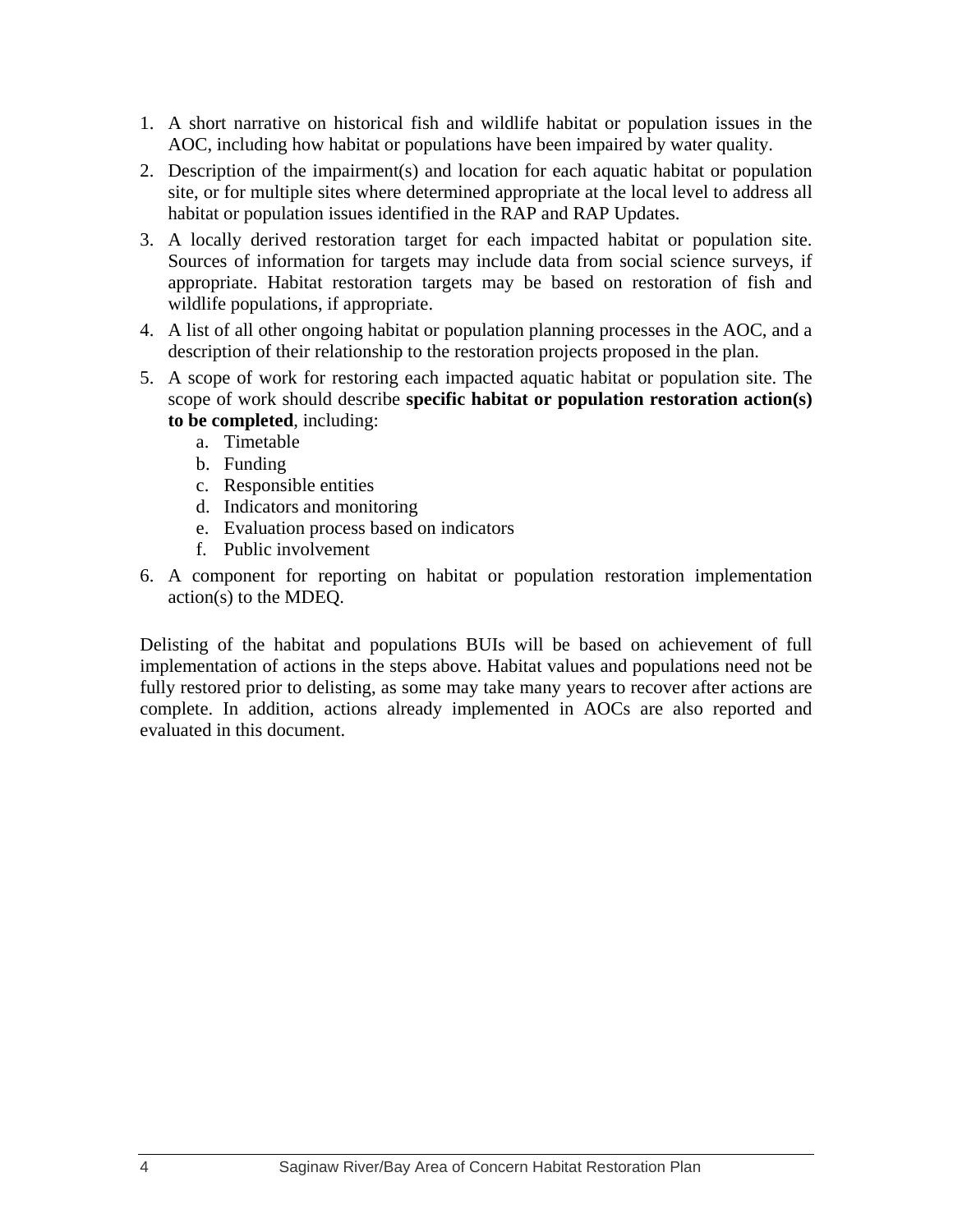1. A short narrative on historical fish and wildlife habitat or population issues in the AOC, including how habitat or populations have been impaired by water quality.
2. Description of the impairment(s) and location for each aquatic habitat or population site, or for multiple sites where determined appropriate at the local level to address all habitat or population issues identified in the RAP and RAP Updates.
3. A locally derived restoration target for each impacted habitat or population site. Sources of information for targets may include data from social science surveys, if appropriate. Habitat restoration targets may be based on restoration of fish and wildlife populations, if appropriate.
4. A list of all other ongoing habitat or population planning processes in the AOC, and a description of their relationship to the restoration projects proposed in the plan.
5. A scope of work for restoring each impacted aquatic habitat or population site. The scope of work should describe **specific habitat or population restoration action(s) to be completed**, including:
   a. Timetable
   b. Funding
   c. Responsible entities
   d. Indicators and monitoring
   e. Evaluation process based on indicators
   f. Public involvement
6. A component for reporting on habitat or population restoration implementation action(s) to the MDEQ.

Delisting of the habitat and populations BUIs will be based on achievement of full implementation of actions in the steps above. Habitat values and populations need not be fully restored prior to delisting, as some may take many years to recover after actions are complete. In addition, actions already implemented in AOCs are also reported and evaluated in this document.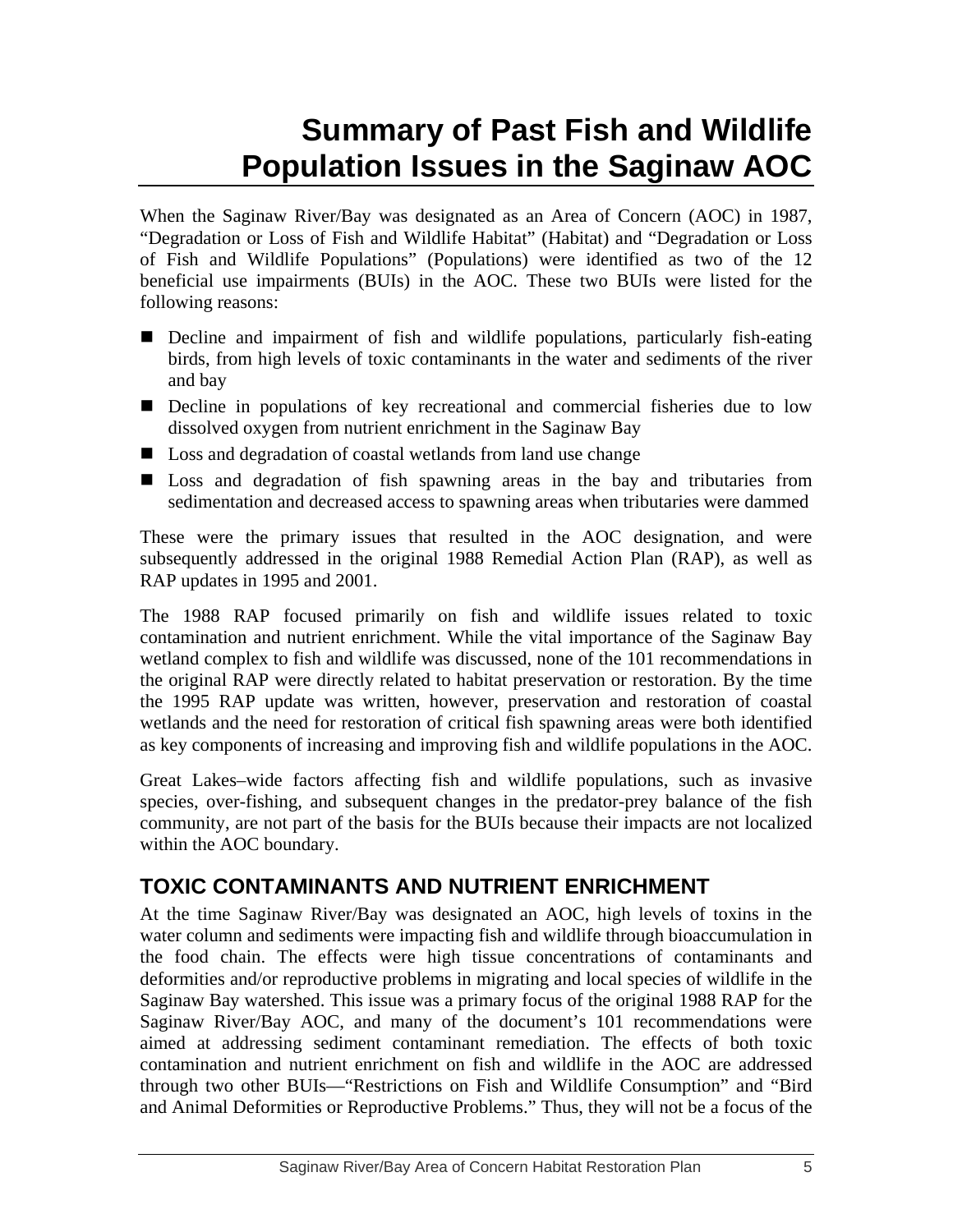# Summary of Past Fish and Wildlife Population Issues in the Saginaw AOC

When the Saginaw River/Bay was designated as an Area of Concern (AOC) in 1987, "Degradation or Loss of Fish and Wildlife Habitat" (Habitat) and "Degradation or Loss of Fish and Wildlife Populations" (Populations) were identified as two of the 12 beneficial use impairments (BUIs) in the AOC. These two BUIs were listed for the following reasons:

- Decline and impairment of fish and wildlife populations, particularly fish-eating birds, from high levels of toxic contaminants in the water and sediments of the river and bay
- Decline in populations of key recreational and commercial fisheries due to low dissolved oxygen from nutrient enrichment in the Saginaw Bay
- Loss and degradation of coastal wetlands from land use change
- Loss and degradation of fish spawning areas in the bay and tributaries from sedimentation and decreased access to spawning areas when tributaries were dammed

These were the primary issues that resulted in the AOC designation, and were subsequently addressed in the original 1988 Remedial Action Plan (RAP), as well as RAP updates in 1995 and 2001.

The 1988 RAP focused primarily on fish and wildlife issues related to toxic contamination and nutrient enrichment. While the vital importance of the Saginaw Bay wetland complex to fish and wildlife was discussed, none of the 101 recommendations in the original RAP were directly related to habitat preservation or restoration. By the time the 1995 RAP update was written, however, preservation and restoration of coastal wetlands and the need for restoration of critical fish spawning areas were both identified as key components of increasing and improving fish and wildlife populations in the AOC.

Great Lakes–wide factors affecting fish and wildlife populations, such as invasive species, over-fishing, and subsequent changes in the predator-prey balance of the fish community, are not part of the basis for the BUIs because their impacts are not localized within the AOC boundary.

## TOXIC CONTAMINANTS AND NUTRIENT ENRICHMENT

At the time Saginaw River/Bay was designated an AOC, high levels of toxins in the water column and sediments were impacting fish and wildlife through bioaccumulation in the food chain. The effects were high tissue concentrations of contaminants and deformities and/or reproductive problems in migrating and local species of wildlife in the Saginaw Bay watershed. This issue was a primary focus of the original 1988 RAP for the Saginaw River/Bay AOC, and many of the document's 101 recommendations were aimed at addressing sediment contaminant remediation. The effects of both toxic contamination and nutrient enrichment on fish and wildlife in the AOC are addressed through two other BUIs—"Restrictions on Fish and Wildlife Consumption" and "Bird and Animal Deformities or Reproductive Problems." Thus, they will not be a focus of the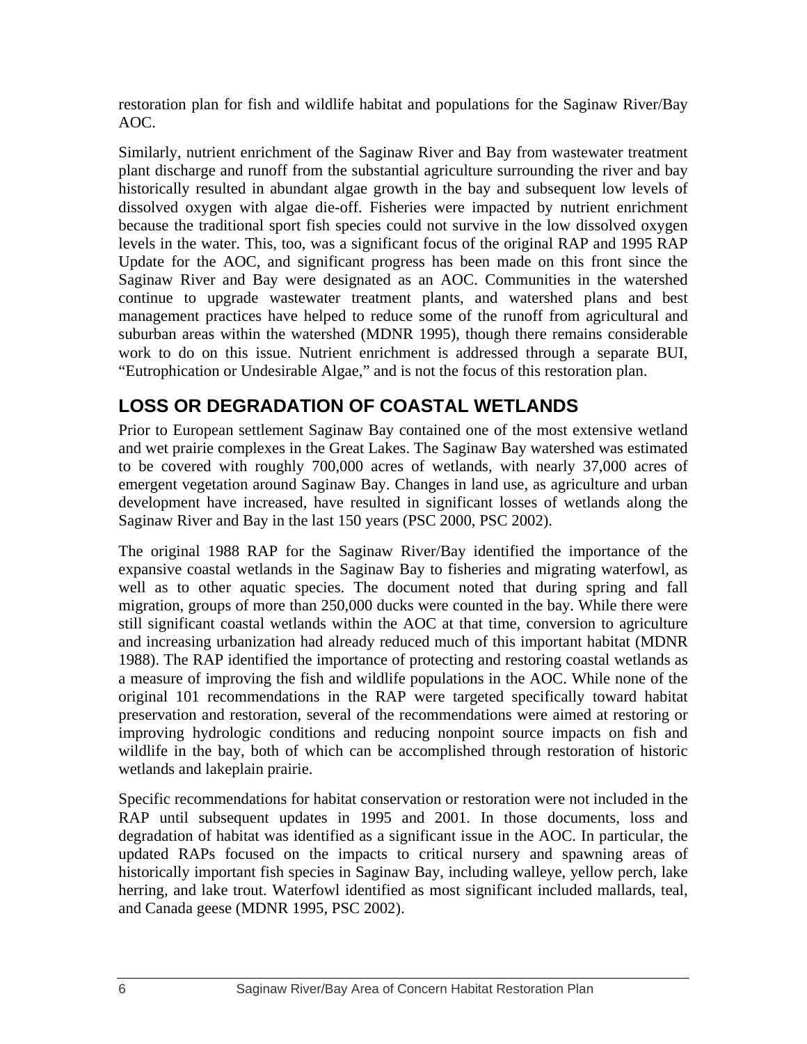restoration plan for fish and wildlife habitat and populations for the Saginaw River/Bay AOC.

Similarly, nutrient enrichment of the Saginaw River and Bay from wastewater treatment plant discharge and runoff from the substantial agriculture surrounding the river and bay historically resulted in abundant algae growth in the bay and subsequent low levels of dissolved oxygen with algae die-off. Fisheries were impacted by nutrient enrichment because the traditional sport fish species could not survive in the low dissolved oxygen levels in the water. This, too, was a significant focus of the original RAP and 1995 RAP Update for the AOC, and significant progress has been made on this front since the Saginaw River and Bay were designated as an AOC. Communities in the watershed continue to upgrade wastewater treatment plants, and watershed plans and best management practices have helped to reduce some of the runoff from agricultural and suburban areas within the watershed (MDNR 1995), though there remains considerable work to do on this issue. Nutrient enrichment is addressed through a separate BUI, "Eutrophication or Undesirable Algae," and is not the focus of this restoration plan.

## LOSS OR DEGRADATION OF COASTAL WETLANDS

Prior to European settlement Saginaw Bay contained one of the most extensive wetland and wet prairie complexes in the Great Lakes. The Saginaw Bay watershed was estimated to be covered with roughly 700,000 acres of wetlands, with nearly 37,000 acres of emergent vegetation around Saginaw Bay. Changes in land use, as agriculture and urban development have increased, have resulted in significant losses of wetlands along the Saginaw River and Bay in the last 150 years (PSC 2000, PSC 2002).

The original 1988 RAP for the Saginaw River/Bay identified the importance of the expansive coastal wetlands in the Saginaw Bay to fisheries and migrating waterfowl, as well as to other aquatic species. The document noted that during spring and fall migration, groups of more than 250,000 ducks were counted in the bay. While there were still significant coastal wetlands within the AOC at that time, conversion to agriculture and increasing urbanization had already reduced much of this important habitat (MDNR 1988). The RAP identified the importance of protecting and restoring coastal wetlands as a measure of improving the fish and wildlife populations in the AOC. While none of the original 101 recommendations in the RAP were targeted specifically toward habitat preservation and restoration, several of the recommendations were aimed at restoring or improving hydrologic conditions and reducing nonpoint source impacts on fish and wildlife in the bay, both of which can be accomplished through restoration of historic wetlands and lakeplain prairie.

Specific recommendations for habitat conservation or restoration were not included in the RAP until subsequent updates in 1995 and 2001. In those documents, loss and degradation of habitat was identified as a significant issue in the AOC. In particular, the updated RAPs focused on the impacts to critical nursery and spawning areas of historically important fish species in Saginaw Bay, including walleye, yellow perch, lake herring, and lake trout. Waterfowl identified as most significant included mallards, teal, and Canada geese (MDNR 1995, PSC 2002).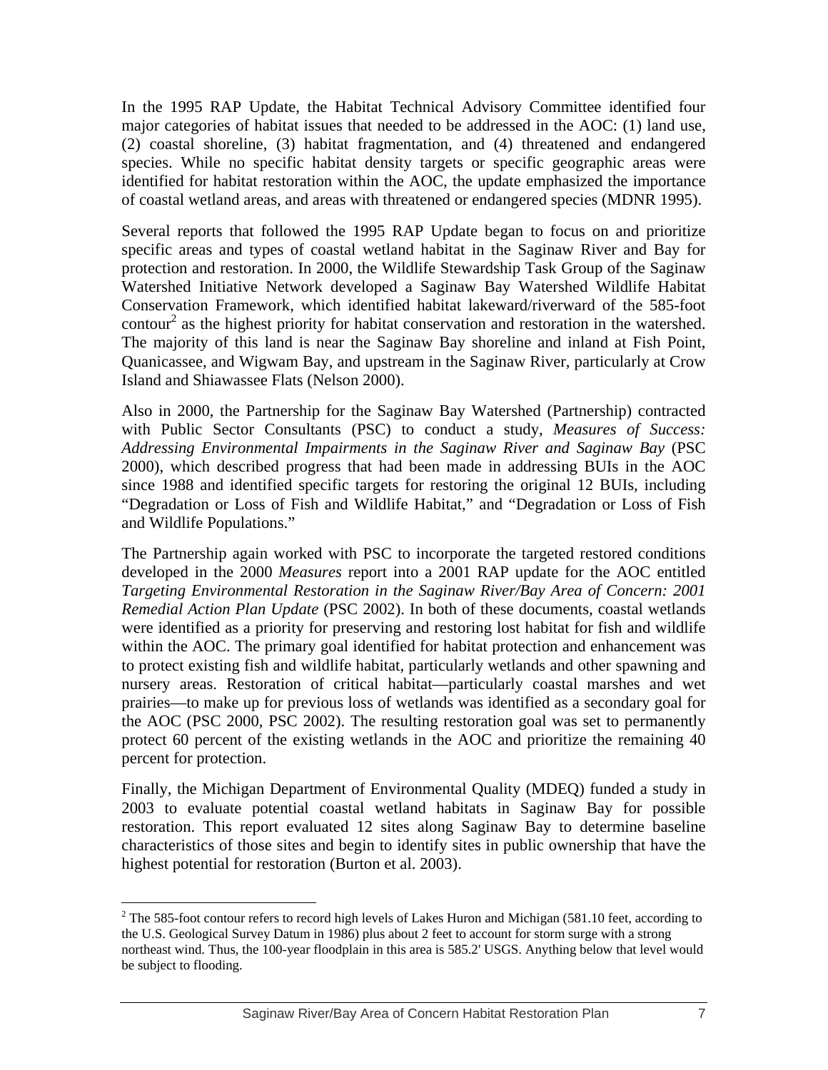In the 1995 RAP Update, the Habitat Technical Advisory Committee identified four major categories of habitat issues that needed to be addressed in the AOC: (1) land use, (2) coastal shoreline, (3) habitat fragmentation, and (4) threatened and endangered species. While no specific habitat density targets or specific geographic areas were identified for habitat restoration within the AOC, the update emphasized the importance of coastal wetland areas, and areas with threatened or endangered species (MDNR 1995).

Several reports that followed the 1995 RAP Update began to focus on and prioritize specific areas and types of coastal wetland habitat in the Saginaw River and Bay for protection and restoration. In 2000, the Wildlife Stewardship Task Group of the Saginaw Watershed Initiative Network developed a Saginaw Bay Watershed Wildlife Habitat Conservation Framework, which identified habitat lakeward/riverward of the 585-foot contour[2] as the highest priority for habitat conservation and restoration in the watershed. The majority of this land is near the Saginaw Bay shoreline and inland at Fish Point, Quanicassee, and Wigwam Bay, and upstream in the Saginaw River, particularly at Crow Island and Shiawassee Flats (Nelson 2000).

Also in 2000, the Partnership for the Saginaw Bay Watershed (Partnership) contracted with Public Sector Consultants (PSC) to conduct a study, *Measures of Success: Addressing Environmental Impairments in the Saginaw River and Saginaw Bay* (PSC 2000), which described progress that had been made in addressing BUIs in the AOC since 1988 and identified specific targets for restoring the original 12 BUIs, including "Degradation or Loss of Fish and Wildlife Habitat," and "Degradation or Loss of Fish and Wildlife Populations."

The Partnership again worked with PSC to incorporate the targeted restored conditions developed in the 2000 *Measures* report into a 2001 RAP update for the AOC entitled *Targeting Environmental Restoration in the Saginaw River/Bay Area of Concern: 2001 Remedial Action Plan Update* (PSC 2002). In both of these documents, coastal wetlands were identified as a priority for preserving and restoring lost habitat for fish and wildlife within the AOC. The primary goal identified for habitat protection and enhancement was to protect existing fish and wildlife habitat, particularly wetlands and other spawning and nursery areas. Restoration of critical habitat—particularly coastal marshes and wet prairies—to make up for previous loss of wetlands was identified as a secondary goal for the AOC (PSC 2000, PSC 2002). The resulting restoration goal was set to permanently protect 60 percent of the existing wetlands in the AOC and prioritize the remaining 40 percent for protection.

Finally, the Michigan Department of Environmental Quality (MDEQ) funded a study in 2003 to evaluate potential coastal wetland habitats in Saginaw Bay for possible restoration. This report evaluated 12 sites along Saginaw Bay to determine baseline characteristics of those sites and begin to identify sites in public ownership that have the highest potential for restoration (Burton et al. 2003).

---

[2] The 585-foot contour refers to record high levels of Lakes Huron and Michigan (581.10 feet, according to the U.S. Geological Survey Datum in 1986) plus about 2 feet to account for storm surge with a strong northeast wind. Thus, the 100-year floodplain in this area is 585.2' USGS. Anything below that level would be subject to flooding.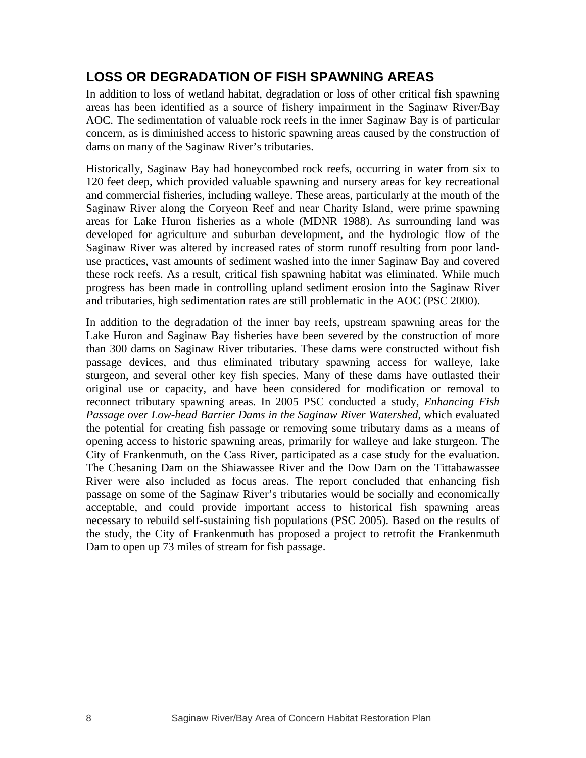## LOSS OR DEGRADATION OF FISH SPAWNING AREAS

In addition to loss of wetland habitat, degradation or loss of other critical fish spawning areas has been identified as a source of fishery impairment in the Saginaw River/Bay AOC. The sedimentation of valuable rock reefs in the inner Saginaw Bay is of particular concern, as is diminished access to historic spawning areas caused by the construction of dams on many of the Saginaw River's tributaries.

Historically, Saginaw Bay had honeycombed rock reefs, occurring in water from six to 120 feet deep, which provided valuable spawning and nursery areas for key recreational and commercial fisheries, including walleye. These areas, particularly at the mouth of the Saginaw River along the Coryeon Reef and near Charity Island, were prime spawning areas for Lake Huron fisheries as a whole (MDNR 1988). As surrounding land was developed for agriculture and suburban development, and the hydrologic flow of the Saginaw River was altered by increased rates of storm runoff resulting from poor land-use practices, vast amounts of sediment washed into the inner Saginaw Bay and covered these rock reefs. As a result, critical fish spawning habitat was eliminated. While much progress has been made in controlling upland sediment erosion into the Saginaw River and tributaries, high sedimentation rates are still problematic in the AOC (PSC 2000).

In addition to the degradation of the inner bay reefs, upstream spawning areas for the Lake Huron and Saginaw Bay fisheries have been severed by the construction of more than 300 dams on Saginaw River tributaries. These dams were constructed without fish passage devices, and thus eliminated tributary spawning access for walleye, lake sturgeon, and several other key fish species. Many of these dams have outlasted their original use or capacity, and have been considered for modification or removal to reconnect tributary spawning areas. In 2005 PSC conducted a study, *Enhancing Fish Passage over Low-head Barrier Dams in the Saginaw River Watershed*, which evaluated the potential for creating fish passage or removing some tributary dams as a means of opening access to historic spawning areas, primarily for walleye and lake sturgeon. The City of Frankenmuth, on the Cass River, participated as a case study for the evaluation. The Chesaning Dam on the Shiawassee River and the Dow Dam on the Tittabawassee River were also included as focus areas. The report concluded that enhancing fish passage on some of the Saginaw River's tributaries would be socially and economically acceptable, and could provide important access to historical fish spawning areas necessary to rebuild self-sustaining fish populations (PSC 2005). Based on the results of the study, the City of Frankenmuth has proposed a project to retrofit the Frankenmuth Dam to open up 73 miles of stream for fish passage.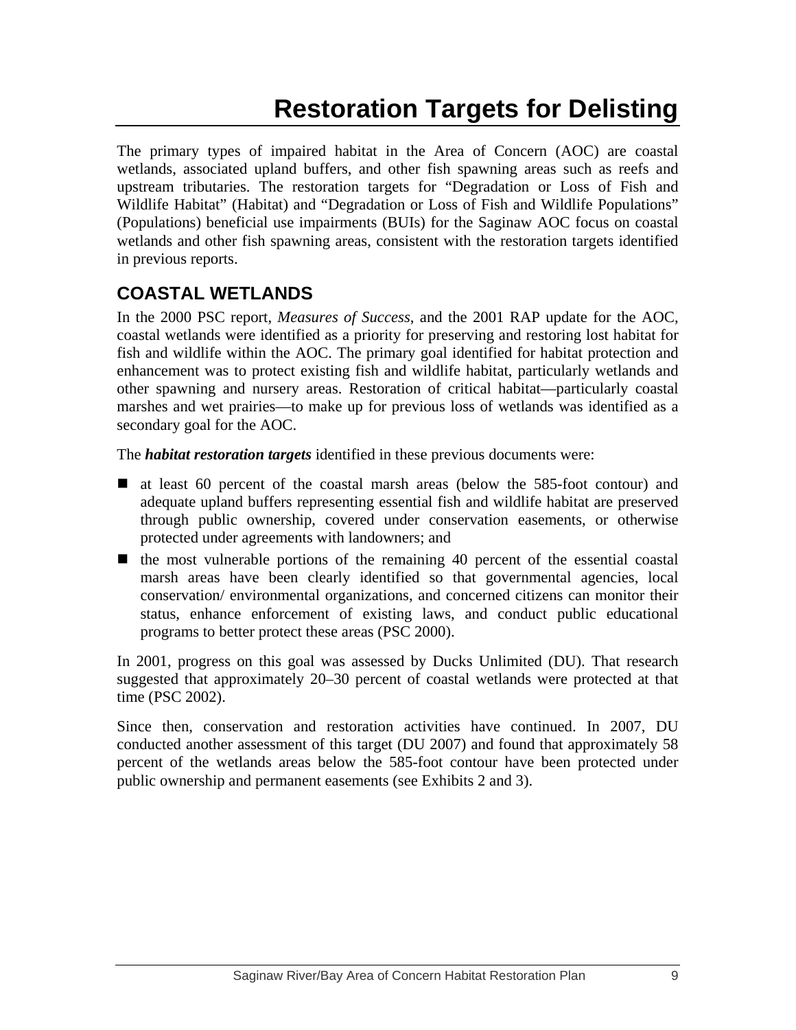# Restoration Targets for Delisting

The primary types of impaired habitat in the Area of Concern (AOC) are coastal wetlands, associated upland buffers, and other fish spawning areas such as reefs and upstream tributaries. The restoration targets for "Degradation or Loss of Fish and Wildlife Habitat" (Habitat) and "Degradation or Loss of Fish and Wildlife Populations" (Populations) beneficial use impairments (BUIs) for the Saginaw AOC focus on coastal wetlands and other fish spawning areas, consistent with the restoration targets identified in previous reports.

## COASTAL WETLANDS

In the 2000 PSC report, *Measures of Success*, and the 2001 RAP update for the AOC, coastal wetlands were identified as a priority for preserving and restoring lost habitat for fish and wildlife within the AOC. The primary goal identified for habitat protection and enhancement was to protect existing fish and wildlife habitat, particularly wetlands and other spawning and nursery areas. Restoration of critical habitat—particularly coastal marshes and wet prairies—to make up for previous loss of wetlands was identified as a secondary goal for the AOC.

The ***habitat restoration targets*** identified in these previous documents were:

- at least 60 percent of the coastal marsh areas (below the 585-foot contour) and adequate upland buffers representing essential fish and wildlife habitat are preserved through public ownership, covered under conservation easements, or otherwise protected under agreements with landowners; and
- the most vulnerable portions of the remaining 40 percent of the essential coastal marsh areas have been clearly identified so that governmental agencies, local conservation/ environmental organizations, and concerned citizens can monitor their status, enhance enforcement of existing laws, and conduct public educational programs to better protect these areas (PSC 2000).

In 2001, progress on this goal was assessed by Ducks Unlimited (DU). That research suggested that approximately 20–30 percent of coastal wetlands were protected at that time (PSC 2002).

Since then, conservation and restoration activities have continued. In 2007, DU conducted another assessment of this target (DU 2007) and found that approximately 58 percent of the wetlands areas below the 585-foot contour have been protected under public ownership and permanent easements (see Exhibits 2 and 3).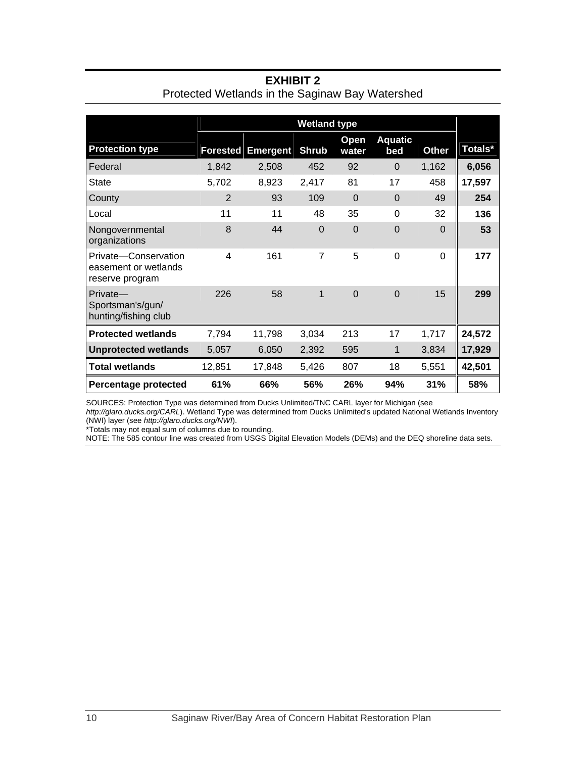**EXHIBIT 2**
Protected Wetlands in the Saginaw Bay Watershed

| | Wetland type | | | | | | |
|---|---|---|---|---|---|---|---|
| **Protection type** | **Forested** | **Emergent** | **Shrub** | **Open water** | **Aquatic bed** | **Other** | **Totals*** |
| Federal | 1,842 | 2,508 | 452 | 92 | 0 | 1,162 | **6,056** |
| State | 5,702 | 8,923 | 2,417 | 81 | 17 | 458 | **17,597** |
| County | 2 | 93 | 109 | 0 | 0 | 49 | **254** |
| Local | 11 | 11 | 48 | 35 | 0 | 32 | **136** |
| Nongovernmental organizations | 8 | 44 | 0 | 0 | 0 | 0 | **53** |
| Private—Conservation easement or wetlands reserve program | 4 | 161 | 7 | 5 | 0 | 0 | **177** |
| Private—Sportsman's/gun/hunting/fishing club | 226 | 58 | 1 | 0 | 0 | 15 | **299** |
| **Protected wetlands** | 7,794 | 11,798 | 3,034 | 213 | 17 | 1,717 | **24,572** |
| **Unprotected wetlands** | 5,057 | 6,050 | 2,392 | 595 | 1 | 3,834 | **17,929** |
| **Total wetlands** | 12,851 | 17,848 | 5,426 | 807 | 18 | 5,551 | **42,501** |
| **Percentage protected** | **61%** | **66%** | **56%** | **26%** | **94%** | **31%** | **58%** |

SOURCES: Protection Type was determined from Ducks Unlimited/TNC CARL layer for Michigan (see *http://glaro.ducks.org/CARL*). Wetland Type was determined from Ducks Unlimited's updated National Wetlands Inventory (NWI) layer (see *http://glaro.ducks.org/NWI*).
*Totals may not equal sum of columns due to rounding.
NOTE: The 585 contour line was created from USGS Digital Elevation Models (DEMs) and the DEQ shoreline data sets.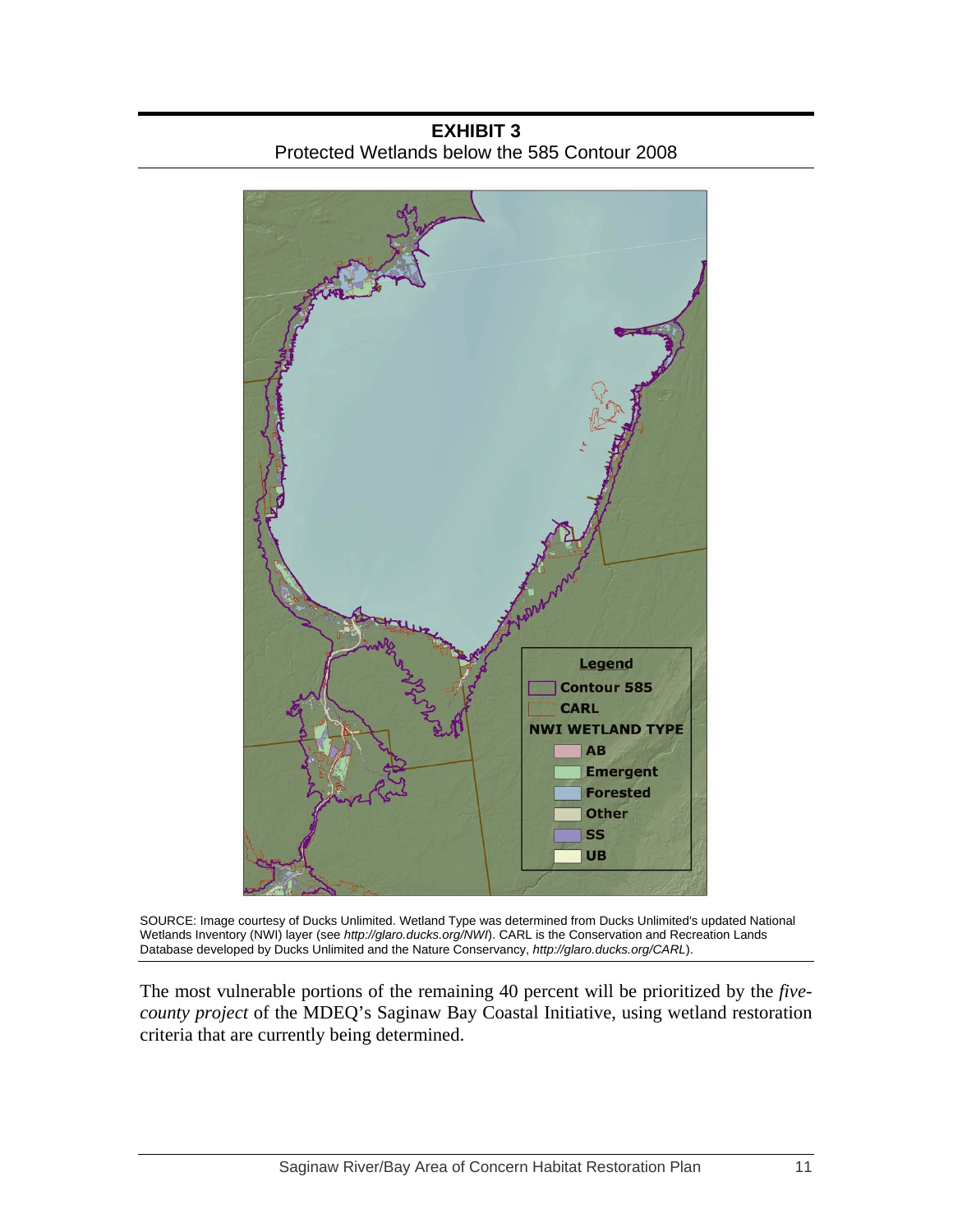**EXHIBIT 3**
Protected Wetlands below the 585 Contour 2008

SOURCE: Image courtesy of Ducks Unlimited. Wetland Type was determined from Ducks Unlimited's updated National Wetlands Inventory (NWI) layer (see *http://glaro.ducks.org/NWI*). CARL is the Conservation and Recreation Lands Database developed by Ducks Unlimited and the Nature Conservancy, *http://glaro.ducks.org/CARL*).

The most vulnerable portions of the remaining 40 percent will be prioritized by the *five-county project* of the MDEQ's Saginaw Bay Coastal Initiative, using wetland restoration criteria that are currently being determined.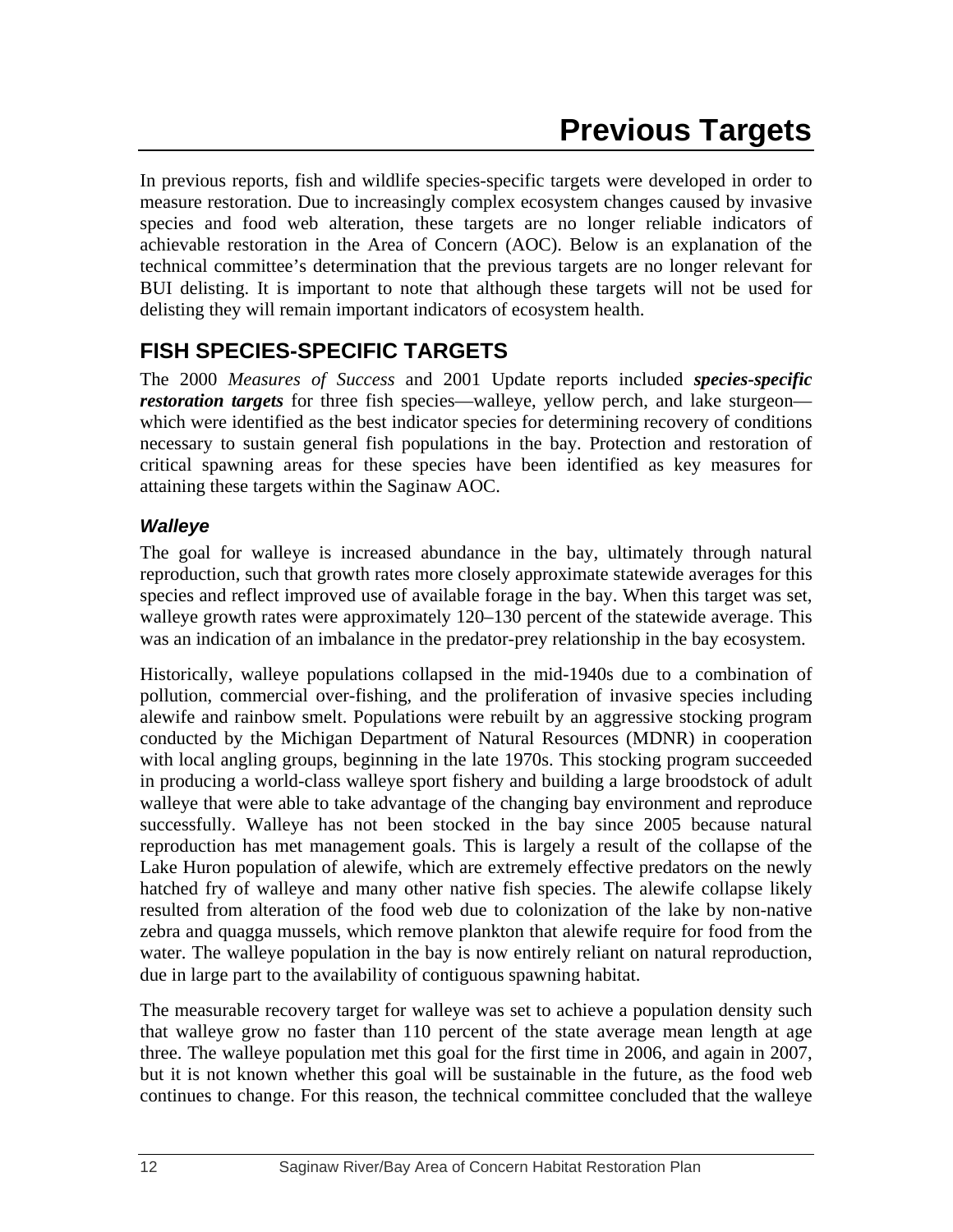# Previous Targets

In previous reports, fish and wildlife species-specific targets were developed in order to measure restoration. Due to increasingly complex ecosystem changes caused by invasive species and food web alteration, these targets are no longer reliable indicators of achievable restoration in the Area of Concern (AOC). Below is an explanation of the technical committee's determination that the previous targets are no longer relevant for BUI delisting. It is important to note that although these targets will not be used for delisting they will remain important indicators of ecosystem health.

## FISH SPECIES-SPECIFIC TARGETS

The 2000 *Measures of Success* and 2001 Update reports included ***species-specific restoration targets*** for three fish species—walleye, yellow perch, and lake sturgeon—which were identified as the best indicator species for determining recovery of conditions necessary to sustain general fish populations in the bay. Protection and restoration of critical spawning areas for these species have been identified as key measures for attaining these targets within the Saginaw AOC.

### *Walleye*

The goal for walleye is increased abundance in the bay, ultimately through natural reproduction, such that growth rates more closely approximate statewide averages for this species and reflect improved use of available forage in the bay. When this target was set, walleye growth rates were approximately 120–130 percent of the statewide average. This was an indication of an imbalance in the predator-prey relationship in the bay ecosystem.

Historically, walleye populations collapsed in the mid-1940s due to a combination of pollution, commercial over-fishing, and the proliferation of invasive species including alewife and rainbow smelt. Populations were rebuilt by an aggressive stocking program conducted by the Michigan Department of Natural Resources (MDNR) in cooperation with local angling groups, beginning in the late 1970s. This stocking program succeeded in producing a world-class walleye sport fishery and building a large broodstock of adult walleye that were able to take advantage of the changing bay environment and reproduce successfully. Walleye has not been stocked in the bay since 2005 because natural reproduction has met management goals. This is largely a result of the collapse of the Lake Huron population of alewife, which are extremely effective predators on the newly hatched fry of walleye and many other native fish species. The alewife collapse likely resulted from alteration of the food web due to colonization of the lake by non-native zebra and quagga mussels, which remove plankton that alewife require for food from the water. The walleye population in the bay is now entirely reliant on natural reproduction, due in large part to the availability of contiguous spawning habitat.

The measurable recovery target for walleye was set to achieve a population density such that walleye grow no faster than 110 percent of the state average mean length at age three. The walleye population met this goal for the first time in 2006, and again in 2007, but it is not known whether this goal will be sustainable in the future, as the food web continues to change. For this reason, the technical committee concluded that the walleye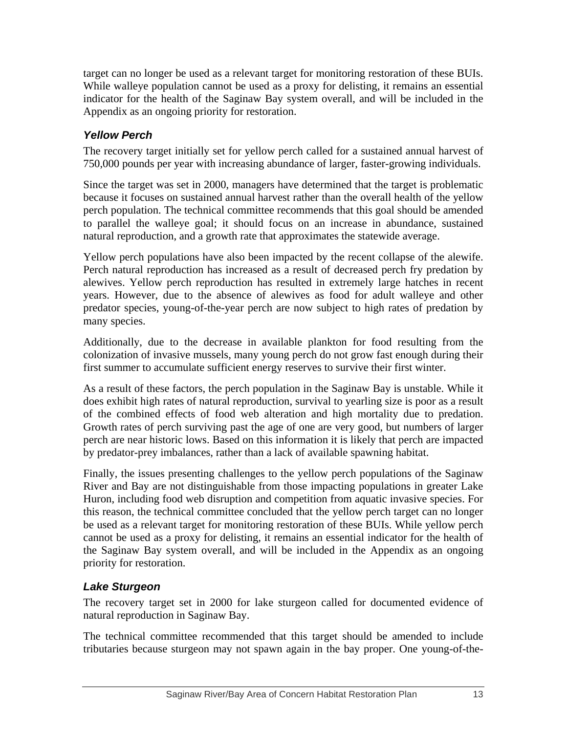target can no longer be used as a relevant target for monitoring restoration of these BUIs. While walleye population cannot be used as a proxy for delisting, it remains an essential indicator for the health of the Saginaw Bay system overall, and will be included in the Appendix as an ongoing priority for restoration.

### *Yellow Perch*

The recovery target initially set for yellow perch called for a sustained annual harvest of 750,000 pounds per year with increasing abundance of larger, faster-growing individuals.

Since the target was set in 2000, managers have determined that the target is problematic because it focuses on sustained annual harvest rather than the overall health of the yellow perch population. The technical committee recommends that this goal should be amended to parallel the walleye goal; it should focus on an increase in abundance, sustained natural reproduction, and a growth rate that approximates the statewide average.

Yellow perch populations have also been impacted by the recent collapse of the alewife. Perch natural reproduction has increased as a result of decreased perch fry predation by alewives. Yellow perch reproduction has resulted in extremely large hatches in recent years. However, due to the absence of alewives as food for adult walleye and other predator species, young-of-the-year perch are now subject to high rates of predation by many species.

Additionally, due to the decrease in available plankton for food resulting from the colonization of invasive mussels, many young perch do not grow fast enough during their first summer to accumulate sufficient energy reserves to survive their first winter.

As a result of these factors, the perch population in the Saginaw Bay is unstable. While it does exhibit high rates of natural reproduction, survival to yearling size is poor as a result of the combined effects of food web alteration and high mortality due to predation. Growth rates of perch surviving past the age of one are very good, but numbers of larger perch are near historic lows. Based on this information it is likely that perch are impacted by predator-prey imbalances, rather than a lack of available spawning habitat.

Finally, the issues presenting challenges to the yellow perch populations of the Saginaw River and Bay are not distinguishable from those impacting populations in greater Lake Huron, including food web disruption and competition from aquatic invasive species. For this reason, the technical committee concluded that the yellow perch target can no longer be used as a relevant target for monitoring restoration of these BUIs. While yellow perch cannot be used as a proxy for delisting, it remains an essential indicator for the health of the Saginaw Bay system overall, and will be included in the Appendix as an ongoing priority for restoration.

### *Lake Sturgeon*

The recovery target set in 2000 for lake sturgeon called for documented evidence of natural reproduction in Saginaw Bay.

The technical committee recommended that this target should be amended to include tributaries because sturgeon may not spawn again in the bay proper. One young-of-the-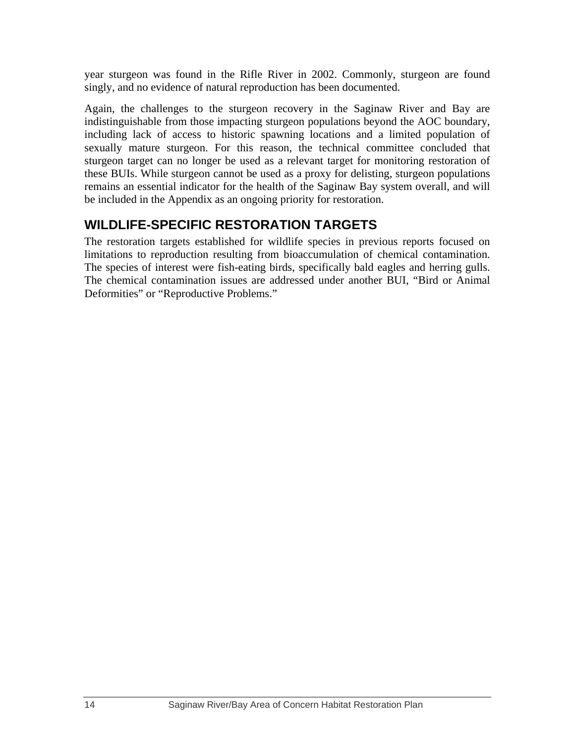year sturgeon was found in the Rifle River in 2002. Commonly, sturgeon are found singly, and no evidence of natural reproduction has been documented.

Again, the challenges to the sturgeon recovery in the Saginaw River and Bay are indistinguishable from those impacting sturgeon populations beyond the AOC boundary, including lack of access to historic spawning locations and a limited population of sexually mature sturgeon. For this reason, the technical committee concluded that sturgeon target can no longer be used as a relevant target for monitoring restoration of these BUIs. While sturgeon cannot be used as a proxy for delisting, sturgeon populations remains an essential indicator for the health of the Saginaw Bay system overall, and will be included in the Appendix as an ongoing priority for restoration.

## WILDLIFE-SPECIFIC RESTORATION TARGETS

The restoration targets established for wildlife species in previous reports focused on limitations to reproduction resulting from bioaccumulation of chemical contamination. The species of interest were fish-eating birds, specifically bald eagles and herring gulls. The chemical contamination issues are addressed under another BUI, "Bird or Animal Deformities" or "Reproductive Problems."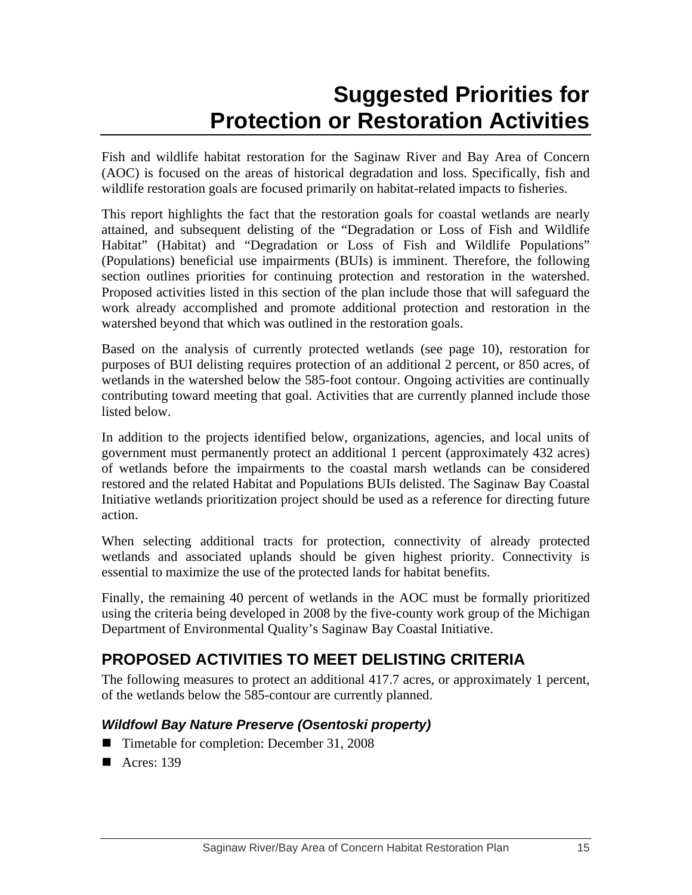# Suggested Priorities for Protection or Restoration Activities

Fish and wildlife habitat restoration for the Saginaw River and Bay Area of Concern (AOC) is focused on the areas of historical degradation and loss. Specifically, fish and wildlife restoration goals are focused primarily on habitat-related impacts to fisheries.

This report highlights the fact that the restoration goals for coastal wetlands are nearly attained, and subsequent delisting of the "Degradation or Loss of Fish and Wildlife Habitat" (Habitat) and "Degradation or Loss of Fish and Wildlife Populations" (Populations) beneficial use impairments (BUIs) is imminent. Therefore, the following section outlines priorities for continuing protection and restoration in the watershed. Proposed activities listed in this section of the plan include those that will safeguard the work already accomplished and promote additional protection and restoration in the watershed beyond that which was outlined in the restoration goals.

Based on the analysis of currently protected wetlands (see page 10), restoration for purposes of BUI delisting requires protection of an additional 2 percent, or 850 acres, of wetlands in the watershed below the 585-foot contour. Ongoing activities are continually contributing toward meeting that goal. Activities that are currently planned include those listed below.

In addition to the projects identified below, organizations, agencies, and local units of government must permanently protect an additional 1 percent (approximately 432 acres) of wetlands before the impairments to the coastal marsh wetlands can be considered restored and the related Habitat and Populations BUIs delisted. The Saginaw Bay Coastal Initiative wetlands prioritization project should be used as a reference for directing future action.

When selecting additional tracts for protection, connectivity of already protected wetlands and associated uplands should be given highest priority. Connectivity is essential to maximize the use of the protected lands for habitat benefits.

Finally, the remaining 40 percent of wetlands in the AOC must be formally prioritized using the criteria being developed in 2008 by the five-county work group of the Michigan Department of Environmental Quality's Saginaw Bay Coastal Initiative.

## PROPOSED ACTIVITIES TO MEET DELISTING CRITERIA

The following measures to protect an additional 417.7 acres, or approximately 1 percent, of the wetlands below the 585-contour are currently planned.

### *Wildfowl Bay Nature Preserve (Osentoski property)*

- Timetable for completion: December 31, 2008
- Acres: 139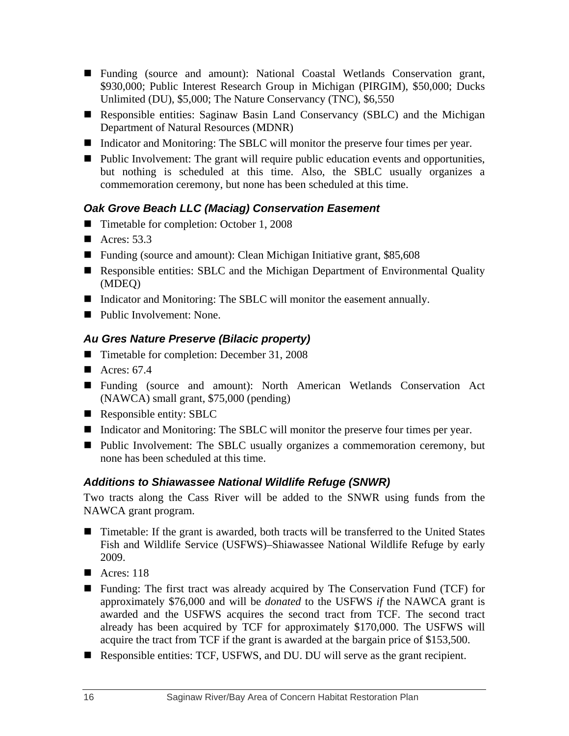- Funding (source and amount): National Coastal Wetlands Conservation grant, \$930,000; Public Interest Research Group in Michigan (PIRGIM), \$50,000; Ducks Unlimited (DU), \$5,000; The Nature Conservancy (TNC), \$6,550
- Responsible entities: Saginaw Basin Land Conservancy (SBLC) and the Michigan Department of Natural Resources (MDNR)
- Indicator and Monitoring: The SBLC will monitor the preserve four times per year.
- Public Involvement: The grant will require public education events and opportunities, but nothing is scheduled at this time. Also, the SBLC usually organizes a commemoration ceremony, but none has been scheduled at this time.

### *Oak Grove Beach LLC (Maciag) Conservation Easement*

- Timetable for completion: October 1, 2008
- Acres: 53.3
- Funding (source and amount): Clean Michigan Initiative grant, \$85,608
- Responsible entities: SBLC and the Michigan Department of Environmental Quality (MDEQ)
- Indicator and Monitoring: The SBLC will monitor the easement annually.
- Public Involvement: None.

### *Au Gres Nature Preserve (Bilacic property)*

- Timetable for completion: December 31, 2008
- Acres: 67.4
- Funding (source and amount): North American Wetlands Conservation Act (NAWCA) small grant, \$75,000 (pending)
- Responsible entity: SBLC
- Indicator and Monitoring: The SBLC will monitor the preserve four times per year.
- Public Involvement: The SBLC usually organizes a commemoration ceremony, but none has been scheduled at this time.

### *Additions to Shiawassee National Wildlife Refuge (SNWR)*

Two tracts along the Cass River will be added to the SNWR using funds from the NAWCA grant program.

- Timetable: If the grant is awarded, both tracts will be transferred to the United States Fish and Wildlife Service (USFWS)–Shiawassee National Wildlife Refuge by early 2009.
- Acres: 118
- Funding: The first tract was already acquired by The Conservation Fund (TCF) for approximately \$76,000 and will be *donated* to the USFWS *if* the NAWCA grant is awarded and the USFWS acquires the second tract from TCF. The second tract already has been acquired by TCF for approximately \$170,000. The USFWS will acquire the tract from TCF if the grant is awarded at the bargain price of \$153,500.
- Responsible entities: TCF, USFWS, and DU. DU will serve as the grant recipient.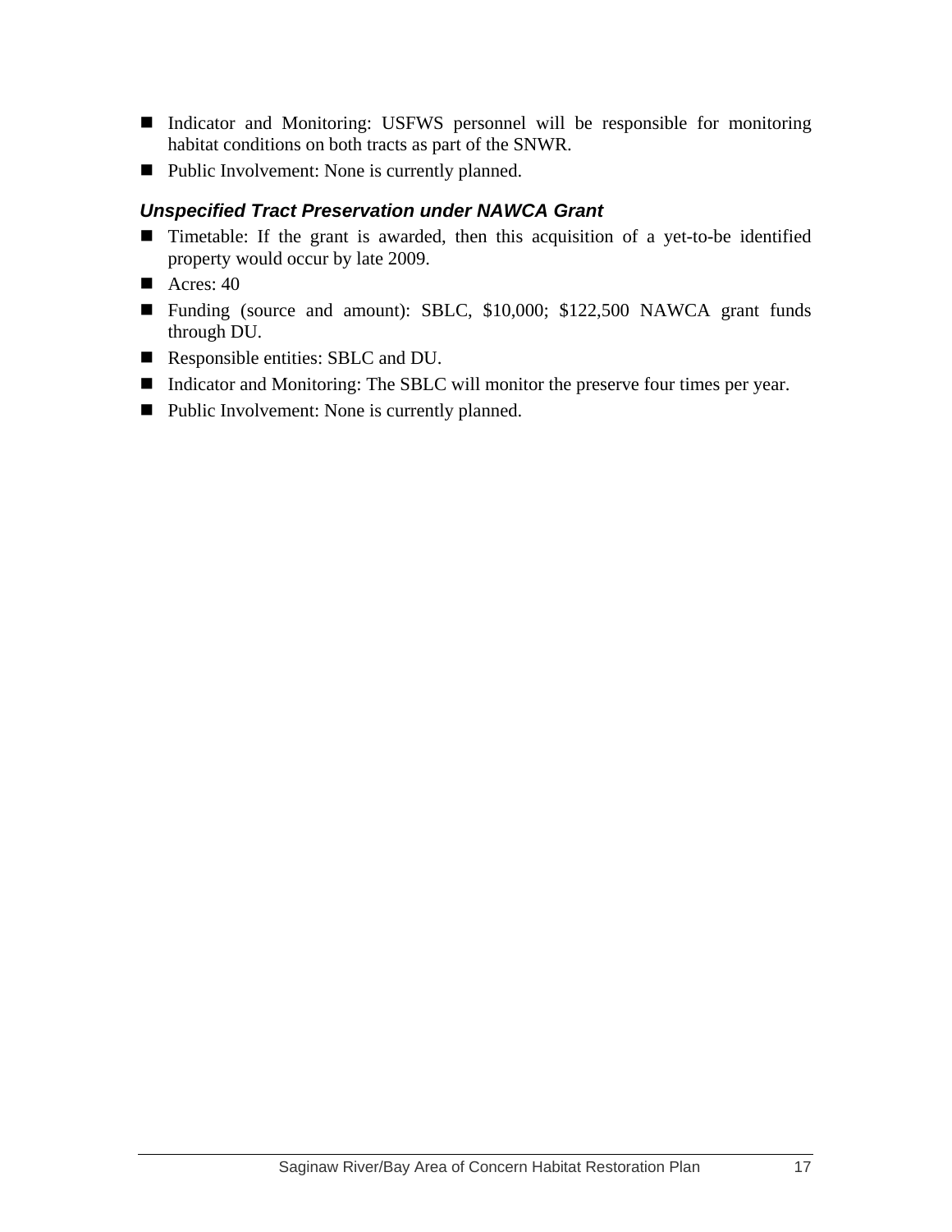- Indicator and Monitoring: USFWS personnel will be responsible for monitoring habitat conditions on both tracts as part of the SNWR.
- Public Involvement: None is currently planned.

### *Unspecified Tract Preservation under NAWCA Grant*

- Timetable: If the grant is awarded, then this acquisition of a yet-to-be identified property would occur by late 2009.
- Acres: 40
- Funding (source and amount): SBLC, $10,000; $122,500 NAWCA grant funds through DU.
- Responsible entities: SBLC and DU.
- Indicator and Monitoring: The SBLC will monitor the preserve four times per year.
- Public Involvement: None is currently planned.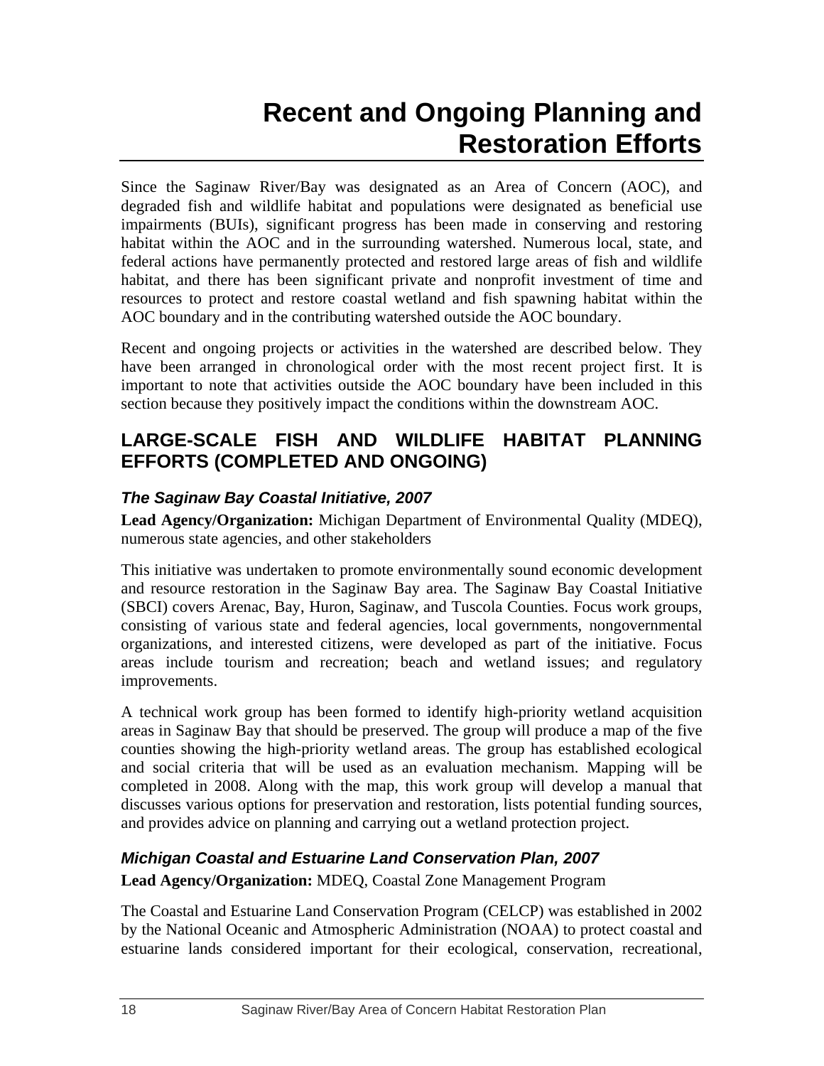# Recent and Ongoing Planning and Restoration Efforts

Since the Saginaw River/Bay was designated as an Area of Concern (AOC), and degraded fish and wildlife habitat and populations were designated as beneficial use impairments (BUIs), significant progress has been made in conserving and restoring habitat within the AOC and in the surrounding watershed. Numerous local, state, and federal actions have permanently protected and restored large areas of fish and wildlife habitat, and there has been significant private and nonprofit investment of time and resources to protect and restore coastal wetland and fish spawning habitat within the AOC boundary and in the contributing watershed outside the AOC boundary.

Recent and ongoing projects or activities in the watershed are described below. They have been arranged in chronological order with the most recent project first. It is important to note that activities outside the AOC boundary have been included in this section because they positively impact the conditions within the downstream AOC.

## LARGE-SCALE FISH AND WILDLIFE HABITAT PLANNING EFFORTS (COMPLETED AND ONGOING)

### *The Saginaw Bay Coastal Initiative, 2007*

**Lead Agency/Organization:** Michigan Department of Environmental Quality (MDEQ), numerous state agencies, and other stakeholders

This initiative was undertaken to promote environmentally sound economic development and resource restoration in the Saginaw Bay area. The Saginaw Bay Coastal Initiative (SBCI) covers Arenac, Bay, Huron, Saginaw, and Tuscola Counties. Focus work groups, consisting of various state and federal agencies, local governments, nongovernmental organizations, and interested citizens, were developed as part of the initiative. Focus areas include tourism and recreation; beach and wetland issues; and regulatory improvements.

A technical work group has been formed to identify high-priority wetland acquisition areas in Saginaw Bay that should be preserved. The group will produce a map of the five counties showing the high-priority wetland areas. The group has established ecological and social criteria that will be used as an evaluation mechanism. Mapping will be completed in 2008. Along with the map, this work group will develop a manual that discusses various options for preservation and restoration, lists potential funding sources, and provides advice on planning and carrying out a wetland protection project.

### *Michigan Coastal and Estuarine Land Conservation Plan, 2007*

**Lead Agency/Organization:** MDEQ, Coastal Zone Management Program

The Coastal and Estuarine Land Conservation Program (CELCP) was established in 2002 by the National Oceanic and Atmospheric Administration (NOAA) to protect coastal and estuarine lands considered important for their ecological, conservation, recreational,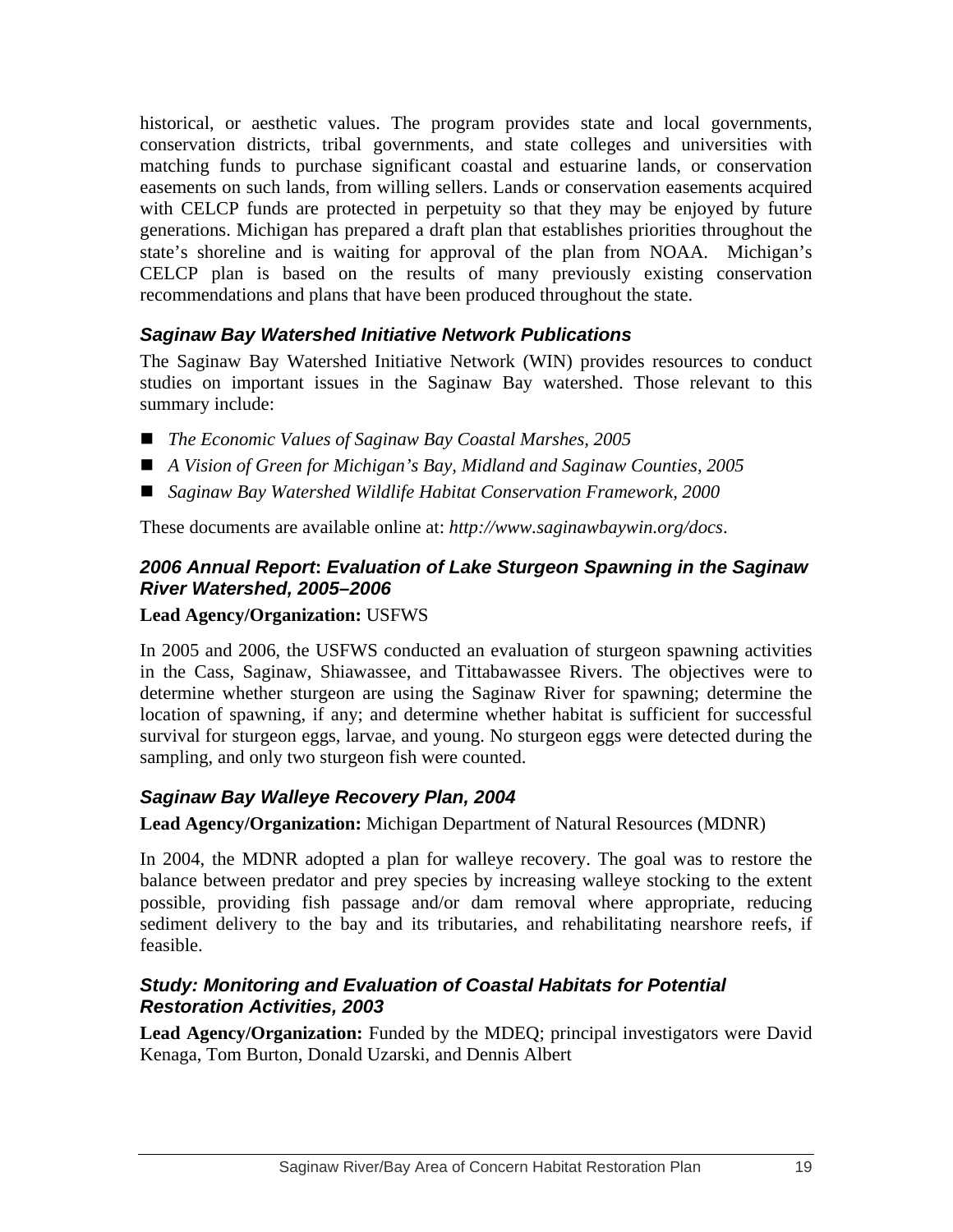historical, or aesthetic values. The program provides state and local governments, conservation districts, tribal governments, and state colleges and universities with matching funds to purchase significant coastal and estuarine lands, or conservation easements on such lands, from willing sellers. Lands or conservation easements acquired with CELCP funds are protected in perpetuity so that they may be enjoyed by future generations. Michigan has prepared a draft plan that establishes priorities throughout the state's shoreline and is waiting for approval of the plan from NOAA. Michigan's CELCP plan is based on the results of many previously existing conservation recommendations and plans that have been produced throughout the state.

### *Saginaw Bay Watershed Initiative Network Publications*

The Saginaw Bay Watershed Initiative Network (WIN) provides resources to conduct studies on important issues in the Saginaw Bay watershed. Those relevant to this summary include:

- *The Economic Values of Saginaw Bay Coastal Marshes, 2005*
- *A Vision of Green for Michigan's Bay, Midland and Saginaw Counties, 2005*
- *Saginaw Bay Watershed Wildlife Habitat Conservation Framework, 2000*

These documents are available online at: *http://www.saginawbaywin.org/docs*.

### *2006 Annual Report: Evaluation of Lake Sturgeon Spawning in the Saginaw River Watershed, 2005–2006*

**Lead Agency/Organization:** USFWS

In 2005 and 2006, the USFWS conducted an evaluation of sturgeon spawning activities in the Cass, Saginaw, Shiawassee, and Tittabawassee Rivers. The objectives were to determine whether sturgeon are using the Saginaw River for spawning; determine the location of spawning, if any; and determine whether habitat is sufficient for successful survival for sturgeon eggs, larvae, and young. No sturgeon eggs were detected during the sampling, and only two sturgeon fish were counted.

### *Saginaw Bay Walleye Recovery Plan, 2004*

**Lead Agency/Organization:** Michigan Department of Natural Resources (MDNR)

In 2004, the MDNR adopted a plan for walleye recovery. The goal was to restore the balance between predator and prey species by increasing walleye stocking to the extent possible, providing fish passage and/or dam removal where appropriate, reducing sediment delivery to the bay and its tributaries, and rehabilitating nearshore reefs, if feasible.

### *Study: Monitoring and Evaluation of Coastal Habitats for Potential Restoration Activities, 2003*

**Lead Agency/Organization:** Funded by the MDEQ; principal investigators were David Kenaga, Tom Burton, Donald Uzarski, and Dennis Albert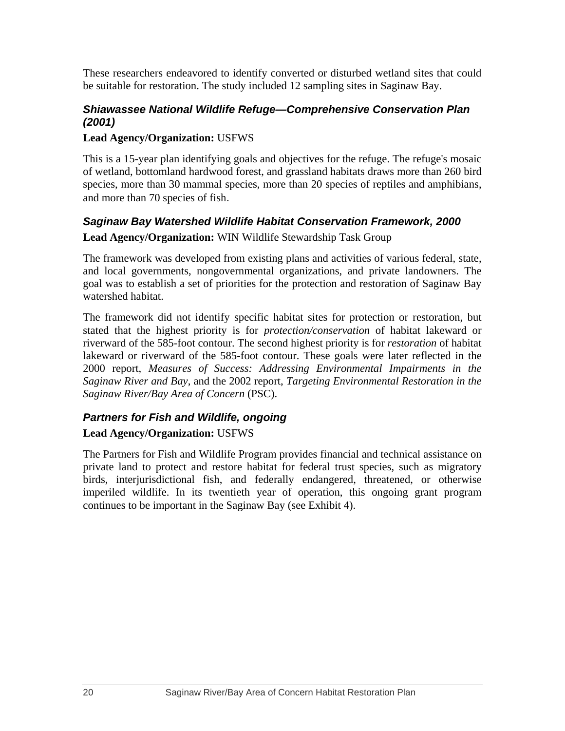These researchers endeavored to identify converted or disturbed wetland sites that could be suitable for restoration. The study included 12 sampling sites in Saginaw Bay.

### *Shiawassee National Wildlife Refuge—Comprehensive Conservation Plan (2001)*

**Lead Agency/Organization:** USFWS

This is a 15-year plan identifying goals and objectives for the refuge. The refuge's mosaic of wetland, bottomland hardwood forest, and grassland habitats draws more than 260 bird species, more than 30 mammal species, more than 20 species of reptiles and amphibians, and more than 70 species of fish.

### *Saginaw Bay Watershed Wildlife Habitat Conservation Framework, 2000*

**Lead Agency/Organization:** WIN Wildlife Stewardship Task Group

The framework was developed from existing plans and activities of various federal, state, and local governments, nongovernmental organizations, and private landowners. The goal was to establish a set of priorities for the protection and restoration of Saginaw Bay watershed habitat.

The framework did not identify specific habitat sites for protection or restoration, but stated that the highest priority is for *protection/conservation* of habitat lakeward or riverward of the 585-foot contour. The second highest priority is for *restoration* of habitat lakeward or riverward of the 585-foot contour. These goals were later reflected in the 2000 report, *Measures of Success: Addressing Environmental Impairments in the Saginaw River and Bay*, and the 2002 report, *Targeting Environmental Restoration in the Saginaw River/Bay Area of Concern* (PSC).

### *Partners for Fish and Wildlife, ongoing*

**Lead Agency/Organization:** USFWS

The Partners for Fish and Wildlife Program provides financial and technical assistance on private land to protect and restore habitat for federal trust species, such as migratory birds, interjurisdictional fish, and federally endangered, threatened, or otherwise imperiled wildlife. In its twentieth year of operation, this ongoing grant program continues to be important in the Saginaw Bay (see Exhibit 4).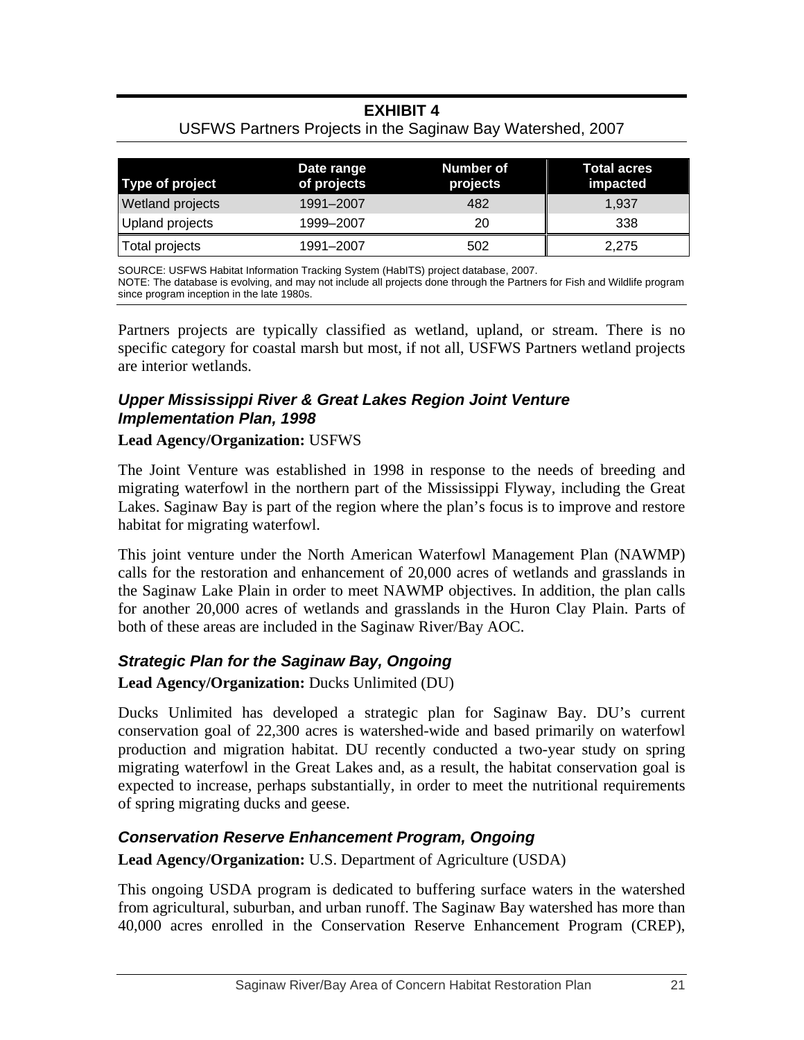**EXHIBIT 4**
USFWS Partners Projects in the Saginaw Bay Watershed, 2007

| Type of project | Date range of projects | Number of projects | Total acres impacted |
|---|---|---|---|
| Wetland projects | 1991–2007 | 482 | 1,937 |
| Upland projects | 1999–2007 | 20 | 338 |
| Total projects | 1991–2007 | 502 | 2,275 |

SOURCE: USFWS Habitat Information Tracking System (HabITS) project database, 2007.
NOTE: The database is evolving, and may not include all projects done through the Partners for Fish and Wildlife program since program inception in the late 1980s.

Partners projects are typically classified as wetland, upland, or stream. There is no specific category for coastal marsh but most, if not all, USFWS Partners wetland projects are interior wetlands.

### *Upper Mississippi River & Great Lakes Region Joint Venture Implementation Plan, 1998*

**Lead Agency/Organization:** USFWS

The Joint Venture was established in 1998 in response to the needs of breeding and migrating waterfowl in the northern part of the Mississippi Flyway, including the Great Lakes. Saginaw Bay is part of the region where the plan's focus is to improve and restore habitat for migrating waterfowl.

This joint venture under the North American Waterfowl Management Plan (NAWMP) calls for the restoration and enhancement of 20,000 acres of wetlands and grasslands in the Saginaw Lake Plain in order to meet NAWMP objectives. In addition, the plan calls for another 20,000 acres of wetlands and grasslands in the Huron Clay Plain. Parts of both of these areas are included in the Saginaw River/Bay AOC.

### *Strategic Plan for the Saginaw Bay, Ongoing*

**Lead Agency/Organization:** Ducks Unlimited (DU)

Ducks Unlimited has developed a strategic plan for Saginaw Bay. DU's current conservation goal of 22,300 acres is watershed-wide and based primarily on waterfowl production and migration habitat. DU recently conducted a two-year study on spring migrating waterfowl in the Great Lakes and, as a result, the habitat conservation goal is expected to increase, perhaps substantially, in order to meet the nutritional requirements of spring migrating ducks and geese.

### *Conservation Reserve Enhancement Program, Ongoing*

**Lead Agency/Organization:** U.S. Department of Agriculture (USDA)

This ongoing USDA program is dedicated to buffering surface waters in the watershed from agricultural, suburban, and urban runoff. The Saginaw Bay watershed has more than 40,000 acres enrolled in the Conservation Reserve Enhancement Program (CREP),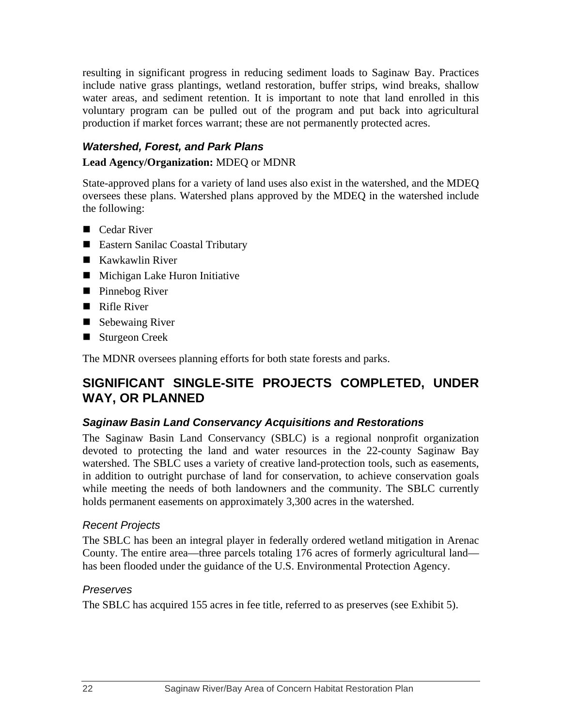resulting in significant progress in reducing sediment loads to Saginaw Bay. Practices include native grass plantings, wetland restoration, buffer strips, wind breaks, shallow water areas, and sediment retention. It is important to note that land enrolled in this voluntary program can be pulled out of the program and put back into agricultural production if market forces warrant; these are not permanently protected acres.

### *Watershed, Forest, and Park Plans*

**Lead Agency/Organization:** MDEQ or MDNR

State-approved plans for a variety of land uses also exist in the watershed, and the MDEQ oversees these plans. Watershed plans approved by the MDEQ in the watershed include the following:

- Cedar River
- Eastern Sanilac Coastal Tributary
- Kawkawlin River
- Michigan Lake Huron Initiative
- Pinnebog River
- Rifle River
- Sebewaing River
- Sturgeon Creek

The MDNR oversees planning efforts for both state forests and parks.

## SIGNIFICANT SINGLE-SITE PROJECTS COMPLETED, UNDER WAY, OR PLANNED

### *Saginaw Basin Land Conservancy Acquisitions and Restorations*

The Saginaw Basin Land Conservancy (SBLC) is a regional nonprofit organization devoted to protecting the land and water resources in the 22-county Saginaw Bay watershed. The SBLC uses a variety of creative land-protection tools, such as easements, in addition to outright purchase of land for conservation, to achieve conservation goals while meeting the needs of both landowners and the community. The SBLC currently holds permanent easements on approximately 3,300 acres in the watershed.

#### *Recent Projects*

The SBLC has been an integral player in federally ordered wetland mitigation in Arenac County. The entire area—three parcels totaling 176 acres of formerly agricultural land—has been flooded under the guidance of the U.S. Environmental Protection Agency.

#### *Preserves*

The SBLC has acquired 155 acres in fee title, referred to as preserves (see Exhibit 5).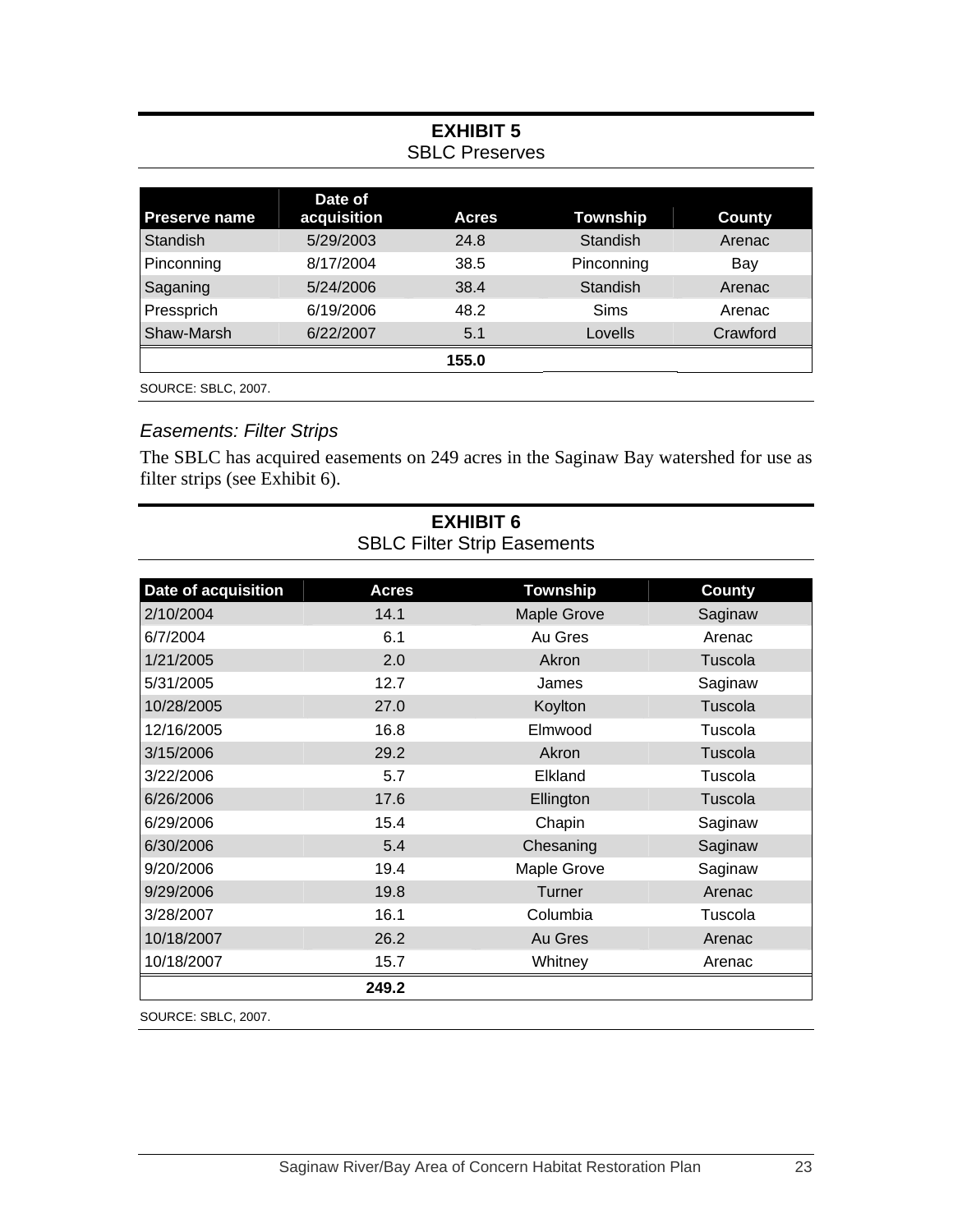**EXHIBIT 5**
SBLC Preserves

| Preserve name | Date of acquisition | Acres | Township | County |
|---|---|---|---|---|
| Standish | 5/29/2003 | 24.8 | Standish | Arenac |
| Pinconning | 8/17/2004 | 38.5 | Pinconning | Bay |
| Saganing | 5/24/2006 | 38.4 | Standish | Arenac |
| Pressprich | 6/19/2006 | 48.2 | Sims | Arenac |
| Shaw-Marsh | 6/22/2007 | 5.1 | Lovells | Crawford |
| | | **155.0** | | |

SOURCE: SBLC, 2007.

### *Easements: Filter Strips*

The SBLC has acquired easements on 249 acres in the Saginaw Bay watershed for use as filter strips (see Exhibit 6).

**EXHIBIT 6**
SBLC Filter Strip Easements

| Date of acquisition | Acres | Township | County |
|---|---|---|---|
| 2/10/2004 | 14.1 | Maple Grove | Saginaw |
| 6/7/2004 | 6.1 | Au Gres | Arenac |
| 1/21/2005 | 2.0 | Akron | Tuscola |
| 5/31/2005 | 12.7 | James | Saginaw |
| 10/28/2005 | 27.0 | Koylton | Tuscola |
| 12/16/2005 | 16.8 | Elmwood | Tuscola |
| 3/15/2006 | 29.2 | Akron | Tuscola |
| 3/22/2006 | 5.7 | Elkland | Tuscola |
| 6/26/2006 | 17.6 | Ellington | Tuscola |
| 6/29/2006 | 15.4 | Chapin | Saginaw |
| 6/30/2006 | 5.4 | Chesaning | Saginaw |
| 9/20/2006 | 19.4 | Maple Grove | Saginaw |
| 9/29/2006 | 19.8 | Turner | Arenac |
| 3/28/2007 | 16.1 | Columbia | Tuscola |
| 10/18/2007 | 26.2 | Au Gres | Arenac |
| 10/18/2007 | 15.7 | Whitney | Arenac |
| | **249.2** | | |

SOURCE: SBLC, 2007.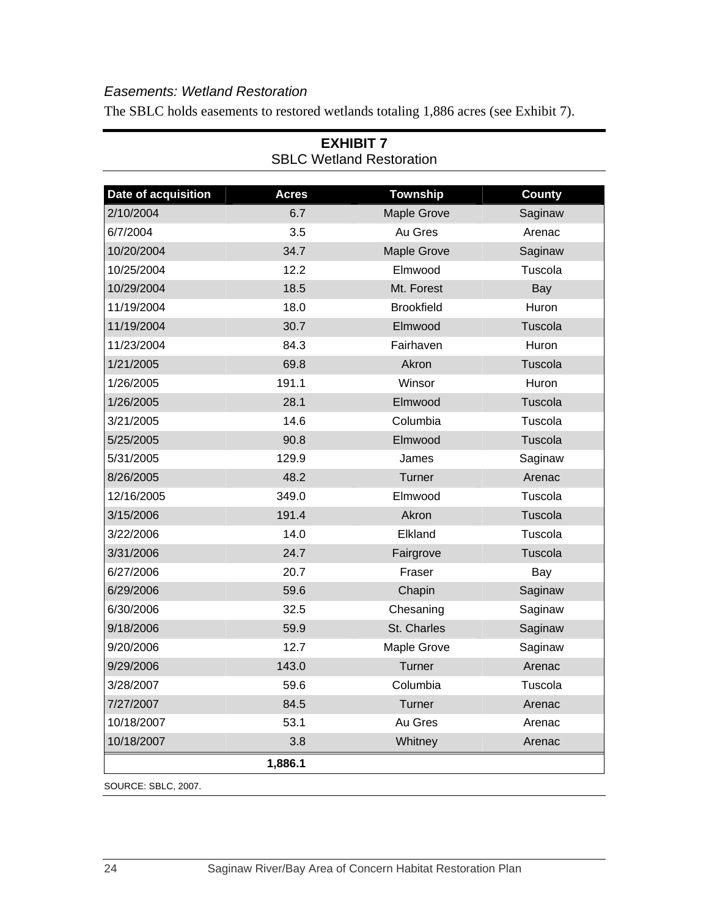*Easements: Wetland Restoration*

The SBLC holds easements to restored wetlands totaling 1,886 acres (see Exhibit 7).

**EXHIBIT 7**
SBLC Wetland Restoration

| Date of acquisition | Acres | Township | County |
|---|---|---|---|
| 2/10/2004 | 6.7 | Maple Grove | Saginaw |
| 6/7/2004 | 3.5 | Au Gres | Arenac |
| 10/20/2004 | 34.7 | Maple Grove | Saginaw |
| 10/25/2004 | 12.2 | Elmwood | Tuscola |
| 10/29/2004 | 18.5 | Mt. Forest | Bay |
| 11/19/2004 | 18.0 | Brookfield | Huron |
| 11/19/2004 | 30.7 | Elmwood | Tuscola |
| 11/23/2004 | 84.3 | Fairhaven | Huron |
| 1/21/2005 | 69.8 | Akron | Tuscola |
| 1/26/2005 | 191.1 | Winsor | Huron |
| 1/26/2005 | 28.1 | Elmwood | Tuscola |
| 3/21/2005 | 14.6 | Columbia | Tuscola |
| 5/25/2005 | 90.8 | Elmwood | Tuscola |
| 5/31/2005 | 129.9 | James | Saginaw |
| 8/26/2005 | 48.2 | Turner | Arenac |
| 12/16/2005 | 349.0 | Elmwood | Tuscola |
| 3/15/2006 | 191.4 | Akron | Tuscola |
| 3/22/2006 | 14.0 | Elkland | Tuscola |
| 3/31/2006 | 24.7 | Fairgrove | Tuscola |
| 6/27/2006 | 20.7 | Fraser | Bay |
| 6/29/2006 | 59.6 | Chapin | Saginaw |
| 6/30/2006 | 32.5 | Chesaning | Saginaw |
| 9/18/2006 | 59.9 | St. Charles | Saginaw |
| 9/20/2006 | 12.7 | Maple Grove | Saginaw |
| 9/29/2006 | 143.0 | Turner | Arenac |
| 3/28/2007 | 59.6 | Columbia | Tuscola |
| 7/27/2007 | 84.5 | Turner | Arenac |
| 10/18/2007 | 53.1 | Au Gres | Arenac |
| 10/18/2007 | 3.8 | Whitney | Arenac |
| | **1,886.1** | | |

SOURCE: SBLC, 2007.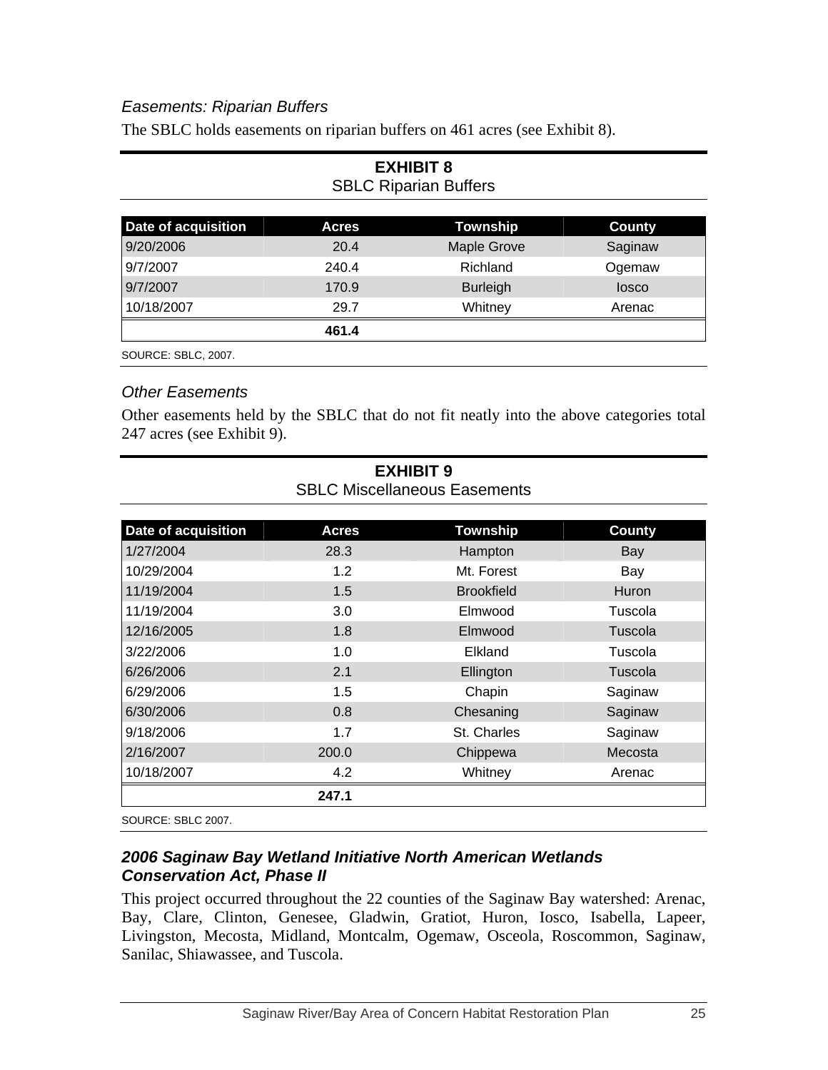*Easements: Riparian Buffers*

The SBLC holds easements on riparian buffers on 461 acres (see Exhibit 8).

**EXHIBIT 8**
SBLC Riparian Buffers

| Date of acquisition | Acres | Township | County |
|---|---|---|---|
| 9/20/2006 | 20.4 | Maple Grove | Saginaw |
| 9/7/2007 | 240.4 | Richland | Ogemaw |
| 9/7/2007 | 170.9 | Burleigh | Iosco |
| 10/18/2007 | 29.7 | Whitney | Arenac |
| | **461.4** | | |

SOURCE: SBLC, 2007.

*Other Easements*

Other easements held by the SBLC that do not fit neatly into the above categories total 247 acres (see Exhibit 9).

**EXHIBIT 9**
SBLC Miscellaneous Easements

| Date of acquisition | Acres | Township | County |
|---|---|---|---|
| 1/27/2004 | 28.3 | Hampton | Bay |
| 10/29/2004 | 1.2 | Mt. Forest | Bay |
| 11/19/2004 | 1.5 | Brookfield | Huron |
| 11/19/2004 | 3.0 | Elmwood | Tuscola |
| 12/16/2005 | 1.8 | Elmwood | Tuscola |
| 3/22/2006 | 1.0 | Elkland | Tuscola |
| 6/26/2006 | 2.1 | Ellington | Tuscola |
| 6/29/2006 | 1.5 | Chapin | Saginaw |
| 6/30/2006 | 0.8 | Chesaning | Saginaw |
| 9/18/2006 | 1.7 | St. Charles | Saginaw |
| 2/16/2007 | 200.0 | Chippewa | Mecosta |
| 10/18/2007 | 4.2 | Whitney | Arenac |
| | **247.1** | | |

SOURCE: SBLC 2007.

### *2006 Saginaw Bay Wetland Initiative North American Wetlands Conservation Act, Phase II*

This project occurred throughout the 22 counties of the Saginaw Bay watershed: Arenac, Bay, Clare, Clinton, Genesee, Gladwin, Gratiot, Huron, Iosco, Isabella, Lapeer, Livingston, Mecosta, Midland, Montcalm, Ogemaw, Osceola, Roscommon, Saginaw, Sanilac, Shiawassee, and Tuscola.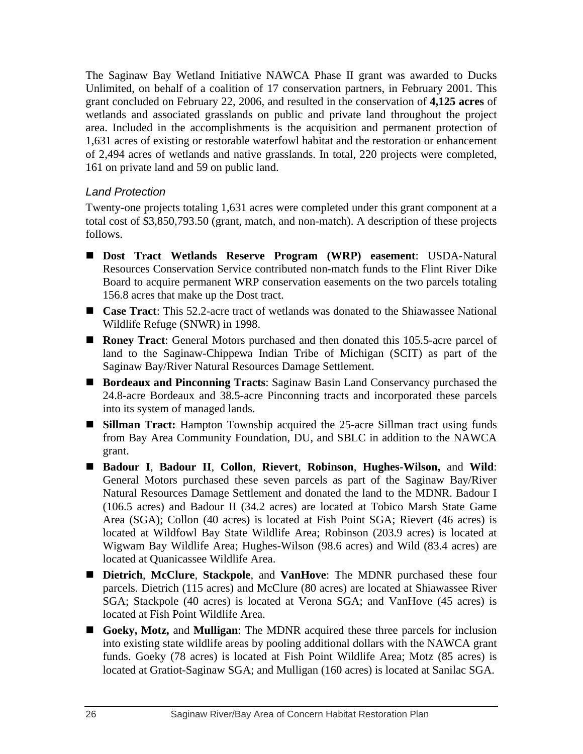The Saginaw Bay Wetland Initiative NAWCA Phase II grant was awarded to Ducks Unlimited, on behalf of a coalition of 17 conservation partners, in February 2001. This grant concluded on February 22, 2006, and resulted in the conservation of **4,125 acres** of wetlands and associated grasslands on public and private land throughout the project area. Included in the accomplishments is the acquisition and permanent protection of 1,631 acres of existing or restorable waterfowl habitat and the restoration or enhancement of 2,494 acres of wetlands and native grasslands. In total, 220 projects were completed, 161 on private land and 59 on public land.

### *Land Protection*

Twenty-one projects totaling 1,631 acres were completed under this grant component at a total cost of $3,850,793.50 (grant, match, and non-match). A description of these projects follows.

- **Dost Tract Wetlands Reserve Program (WRP) easement**: USDA-Natural Resources Conservation Service contributed non-match funds to the Flint River Dike Board to acquire permanent WRP conservation easements on the two parcels totaling 156.8 acres that make up the Dost tract.
- **Case Tract**: This 52.2-acre tract of wetlands was donated to the Shiawassee National Wildlife Refuge (SNWR) in 1998.
- **Roney Tract**: General Motors purchased and then donated this 105.5-acre parcel of land to the Saginaw-Chippewa Indian Tribe of Michigan (SCIT) as part of the Saginaw Bay/River Natural Resources Damage Settlement.
- **Bordeaux and Pinconning Tracts**: Saginaw Basin Land Conservancy purchased the 24.8-acre Bordeaux and 38.5-acre Pinconning tracts and incorporated these parcels into its system of managed lands.
- **Sillman Tract:** Hampton Township acquired the 25-acre Sillman tract using funds from Bay Area Community Foundation, DU, and SBLC in addition to the NAWCA grant.
- **Badour I**, **Badour II**, **Collon**, **Rievert**, **Robinson**, **Hughes-Wilson,** and **Wild**: General Motors purchased these seven parcels as part of the Saginaw Bay/River Natural Resources Damage Settlement and donated the land to the MDNR. Badour I (106.5 acres) and Badour II (34.2 acres) are located at Tobico Marsh State Game Area (SGA); Collon (40 acres) is located at Fish Point SGA; Rievert (46 acres) is located at Wildfowl Bay State Wildlife Area; Robinson (203.9 acres) is located at Wigwam Bay Wildlife Area; Hughes-Wilson (98.6 acres) and Wild (83.4 acres) are located at Quanicassee Wildlife Area.
- **Dietrich**, **McClure**, **Stackpole**, and **VanHove**: The MDNR purchased these four parcels. Dietrich (115 acres) and McClure (80 acres) are located at Shiawassee River SGA; Stackpole (40 acres) is located at Verona SGA; and VanHove (45 acres) is located at Fish Point Wildlife Area.
- **Goeky, Motz,** and **Mulligan**: The MDNR acquired these three parcels for inclusion into existing state wildlife areas by pooling additional dollars with the NAWCA grant funds. Goeky (78 acres) is located at Fish Point Wildlife Area; Motz (85 acres) is located at Gratiot-Saginaw SGA; and Mulligan (160 acres) is located at Sanilac SGA.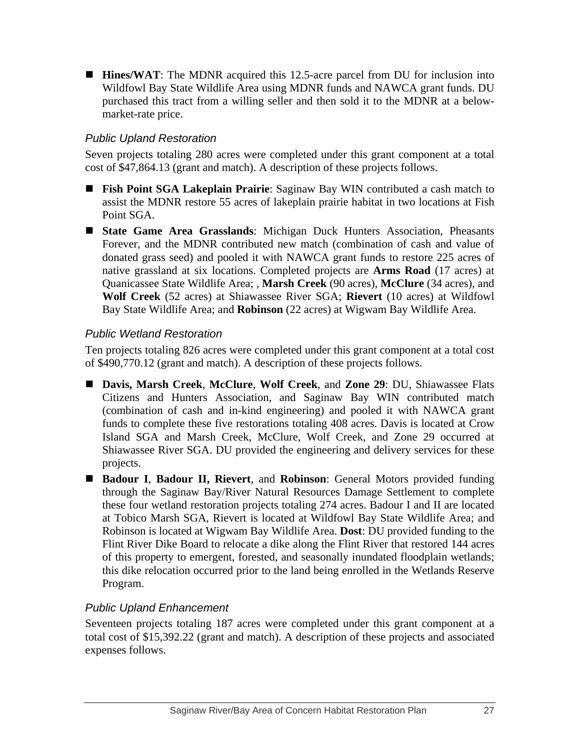- **Hines/WAT**: The MDNR acquired this 12.5-acre parcel from DU for inclusion into Wildfowl Bay State Wildlife Area using MDNR funds and NAWCA grant funds. DU purchased this tract from a willing seller and then sold it to the MDNR at a below-market-rate price.

### *Public Upland Restoration*

Seven projects totaling 280 acres were completed under this grant component at a total cost of $47,864.13 (grant and match). A description of these projects follows.

- **Fish Point SGA Lakeplain Prairie**: Saginaw Bay WIN contributed a cash match to assist the MDNR restore 55 acres of lakeplain prairie habitat in two locations at Fish Point SGA.
- **State Game Area Grasslands**: Michigan Duck Hunters Association, Pheasants Forever, and the MDNR contributed new match (combination of cash and value of donated grass seed) and pooled it with NAWCA grant funds to restore 225 acres of native grassland at six locations. Completed projects are **Arms Road** (17 acres) at Quanicassee State Wildlife Area; , **Marsh Creek** (90 acres), **McClure** (34 acres), and **Wolf Creek** (52 acres) at Shiawassee River SGA; **Rievert** (10 acres) at Wildfowl Bay State Wildlife Area; and **Robinson** (22 acres) at Wigwam Bay Wildlife Area.

### *Public Wetland Restoration*

Ten projects totaling 826 acres were completed under this grant component at a total cost of $490,770.12 (grant and match). A description of these projects follows.

- **Davis, Marsh Creek**, **McClure**, **Wolf Creek**, and **Zone 29**: DU, Shiawassee Flats Citizens and Hunters Association, and Saginaw Bay WIN contributed match (combination of cash and in-kind engineering) and pooled it with NAWCA grant funds to complete these five restorations totaling 408 acres. Davis is located at Crow Island SGA and Marsh Creek, McClure, Wolf Creek, and Zone 29 occurred at Shiawassee River SGA. DU provided the engineering and delivery services for these projects.
- **Badour I**, **Badour II, Rievert**, and **Robinson**: General Motors provided funding through the Saginaw Bay/River Natural Resources Damage Settlement to complete these four wetland restoration projects totaling 274 acres. Badour I and II are located at Tobico Marsh SGA, Rievert is located at Wildfowl Bay State Wildlife Area; and Robinson is located at Wigwam Bay Wildlife Area. **Dost**: DU provided funding to the Flint River Dike Board to relocate a dike along the Flint River that restored 144 acres of this property to emergent, forested, and seasonally inundated floodplain wetlands; this dike relocation occurred prior to the land being enrolled in the Wetlands Reserve Program.

### *Public Upland Enhancement*

Seventeen projects totaling 187 acres were completed under this grant component at a total cost of $15,392.22 (grant and match). A description of these projects and associated expenses follows.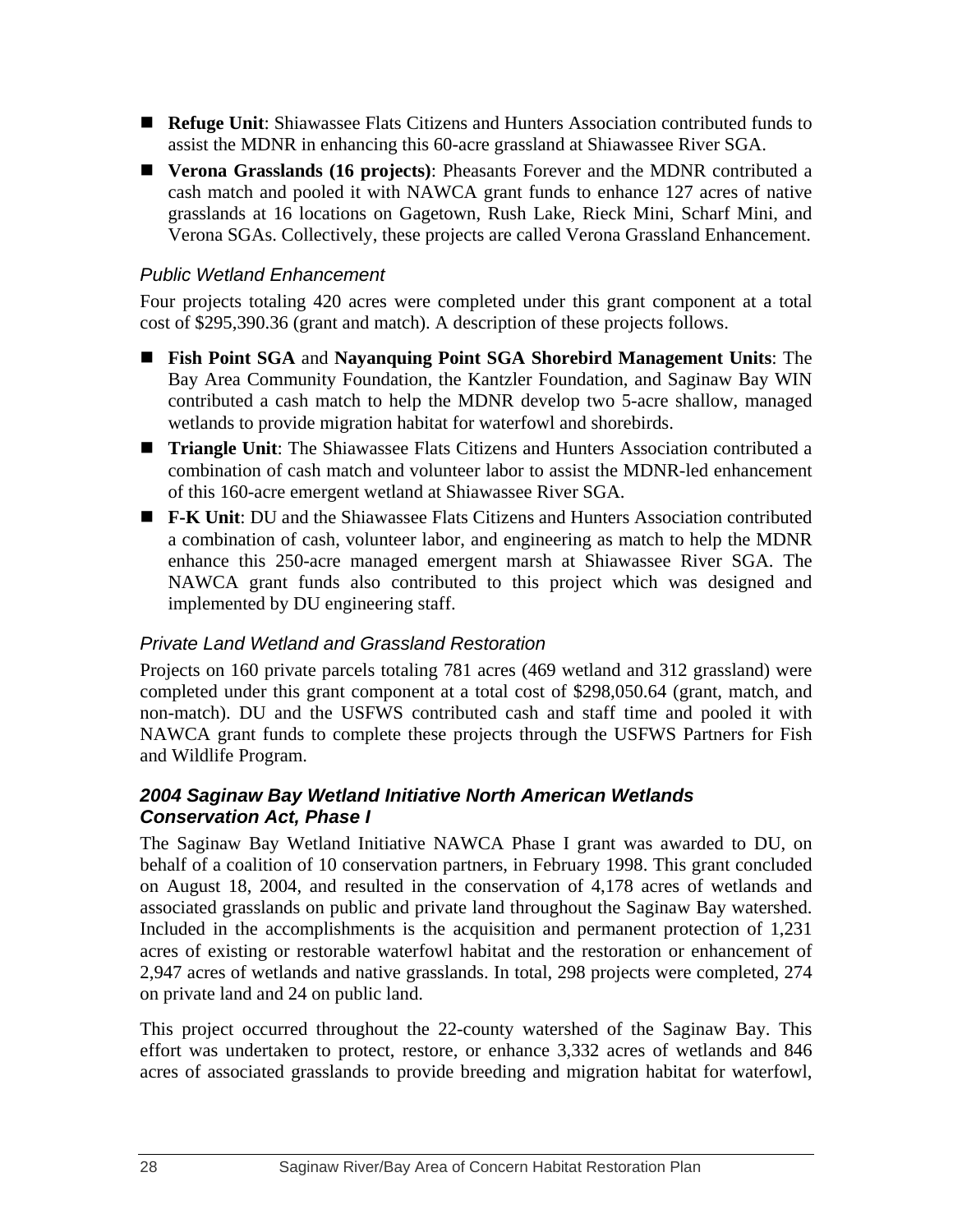- **Refuge Unit**: Shiawassee Flats Citizens and Hunters Association contributed funds to assist the MDNR in enhancing this 60-acre grassland at Shiawassee River SGA.
- **Verona Grasslands (16 projects)**: Pheasants Forever and the MDNR contributed a cash match and pooled it with NAWCA grant funds to enhance 127 acres of native grasslands at 16 locations on Gagetown, Rush Lake, Rieck Mini, Scharf Mini, and Verona SGAs. Collectively, these projects are called Verona Grassland Enhancement.

#### *Public Wetland Enhancement*

Four projects totaling 420 acres were completed under this grant component at a total cost of $295,390.36 (grant and match). A description of these projects follows.

- **Fish Point SGA** and **Nayanquing Point SGA Shorebird Management Units**: The Bay Area Community Foundation, the Kantzler Foundation, and Saginaw Bay WIN contributed a cash match to help the MDNR develop two 5-acre shallow, managed wetlands to provide migration habitat for waterfowl and shorebirds.
- **Triangle Unit**: The Shiawassee Flats Citizens and Hunters Association contributed a combination of cash match and volunteer labor to assist the MDNR-led enhancement of this 160-acre emergent wetland at Shiawassee River SGA.
- **F-K Unit**: DU and the Shiawassee Flats Citizens and Hunters Association contributed a combination of cash, volunteer labor, and engineering as match to help the MDNR enhance this 250-acre managed emergent marsh at Shiawassee River SGA. The NAWCA grant funds also contributed to this project which was designed and implemented by DU engineering staff.

#### *Private Land Wetland and Grassland Restoration*

Projects on 160 private parcels totaling 781 acres (469 wetland and 312 grassland) were completed under this grant component at a total cost of $298,050.64 (grant, match, and non-match). DU and the USFWS contributed cash and staff time and pooled it with NAWCA grant funds to complete these projects through the USFWS Partners for Fish and Wildlife Program.

### ***2004 Saginaw Bay Wetland Initiative North American Wetlands Conservation Act, Phase I***

The Saginaw Bay Wetland Initiative NAWCA Phase I grant was awarded to DU, on behalf of a coalition of 10 conservation partners, in February 1998. This grant concluded on August 18, 2004, and resulted in the conservation of 4,178 acres of wetlands and associated grasslands on public and private land throughout the Saginaw Bay watershed. Included in the accomplishments is the acquisition and permanent protection of 1,231 acres of existing or restorable waterfowl habitat and the restoration or enhancement of 2,947 acres of wetlands and native grasslands. In total, 298 projects were completed, 274 on private land and 24 on public land.

This project occurred throughout the 22-county watershed of the Saginaw Bay. This effort was undertaken to protect, restore, or enhance 3,332 acres of wetlands and 846 acres of associated grasslands to provide breeding and migration habitat for waterfowl,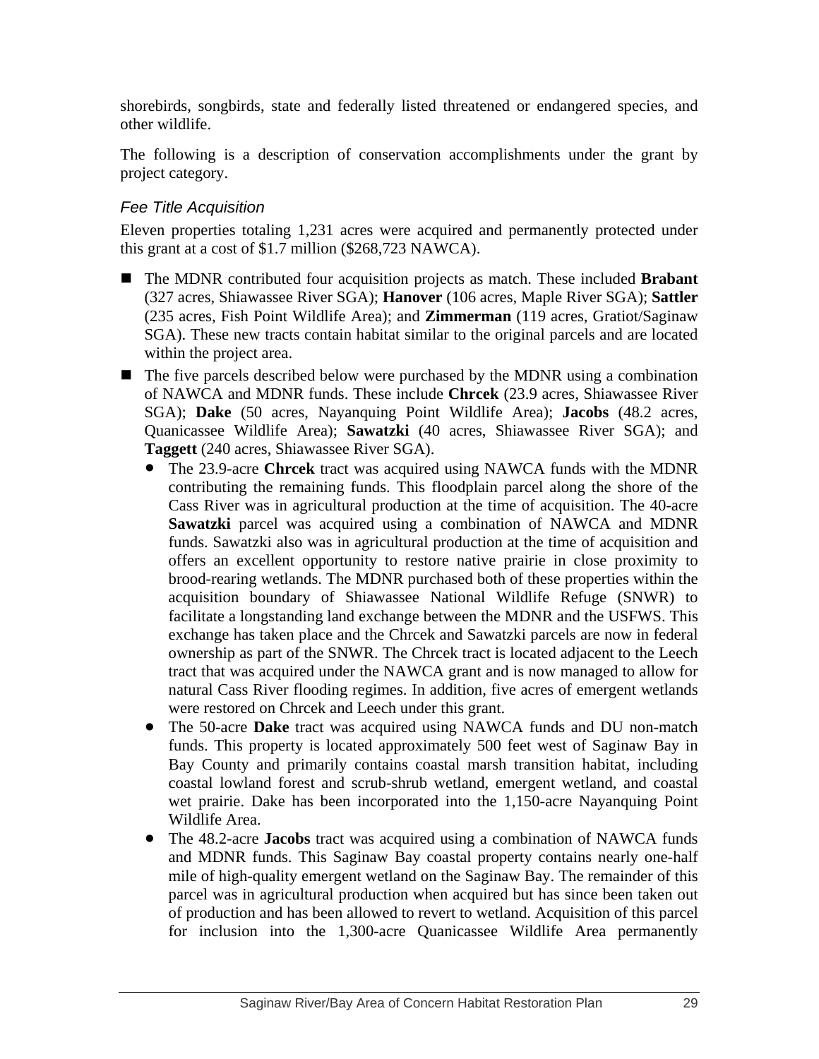shorebirds, songbirds, state and federally listed threatened or endangered species, and other wildlife.

The following is a description of conservation accomplishments under the grant by project category.

### *Fee Title Acquisition*

Eleven properties totaling 1,231 acres were acquired and permanently protected under this grant at a cost of $1.7 million ($268,723 NAWCA).

- The MDNR contributed four acquisition projects as match. These included **Brabant** (327 acres, Shiawassee River SGA); **Hanover** (106 acres, Maple River SGA); **Sattler** (235 acres, Fish Point Wildlife Area); and **Zimmerman** (119 acres, Gratiot/Saginaw SGA). These new tracts contain habitat similar to the original parcels and are located within the project area.
- The five parcels described below were purchased by the MDNR using a combination of NAWCA and MDNR funds. These include **Chrcek** (23.9 acres, Shiawassee River SGA); **Dake** (50 acres, Nayanquing Point Wildlife Area); **Jacobs** (48.2 acres, Quanicassee Wildlife Area); **Sawatzki** (40 acres, Shiawassee River SGA); and **Taggett** (240 acres, Shiawassee River SGA).
  - The 23.9-acre **Chrcek** tract was acquired using NAWCA funds with the MDNR contributing the remaining funds. This floodplain parcel along the shore of the Cass River was in agricultural production at the time of acquisition. The 40-acre **Sawatzki** parcel was acquired using a combination of NAWCA and MDNR funds. Sawatzki also was in agricultural production at the time of acquisition and offers an excellent opportunity to restore native prairie in close proximity to brood-rearing wetlands. The MDNR purchased both of these properties within the acquisition boundary of Shiawassee National Wildlife Refuge (SNWR) to facilitate a longstanding land exchange between the MDNR and the USFWS. This exchange has taken place and the Chrcek and Sawatzki parcels are now in federal ownership as part of the SNWR. The Chrcek tract is located adjacent to the Leech tract that was acquired under the NAWCA grant and is now managed to allow for natural Cass River flooding regimes. In addition, five acres of emergent wetlands were restored on Chrcek and Leech under this grant.
  - The 50-acre **Dake** tract was acquired using NAWCA funds and DU non-match funds. This property is located approximately 500 feet west of Saginaw Bay in Bay County and primarily contains coastal marsh transition habitat, including coastal lowland forest and scrub-shrub wetland, emergent wetland, and coastal wet prairie. Dake has been incorporated into the 1,150-acre Nayanquing Point Wildlife Area.
  - The 48.2-acre **Jacobs** tract was acquired using a combination of NAWCA funds and MDNR funds. This Saginaw Bay coastal property contains nearly one-half mile of high-quality emergent wetland on the Saginaw Bay. The remainder of this parcel was in agricultural production when acquired but has since been taken out of production and has been allowed to revert to wetland. Acquisition of this parcel for inclusion into the 1,300-acre Quanicassee Wildlife Area permanently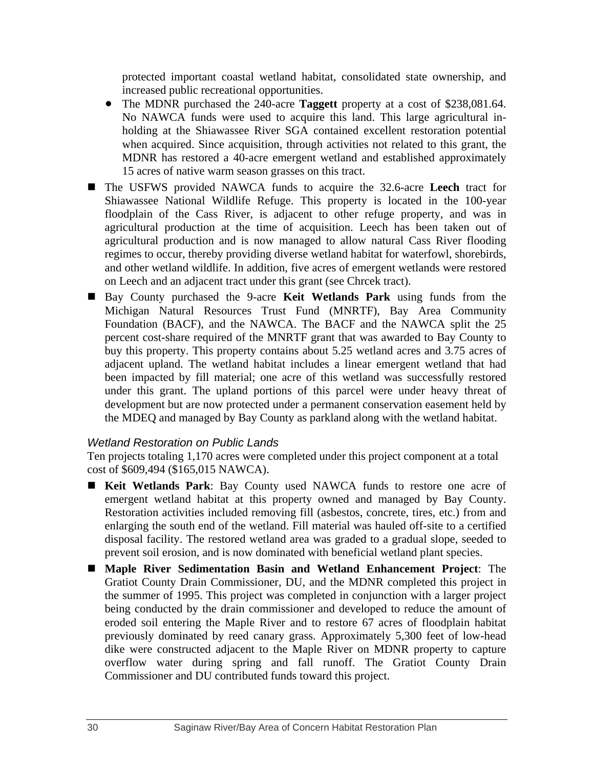protected important coastal wetland habitat, consolidated state ownership, and increased public recreational opportunities.

- The MDNR purchased the 240-acre **Taggett** property at a cost of $238,081.64. No NAWCA funds were used to acquire this land. This large agricultural in-holding at the Shiawassee River SGA contained excellent restoration potential when acquired. Since acquisition, through activities not related to this grant, the MDNR has restored a 40-acre emergent wetland and established approximately 15 acres of native warm season grasses on this tract.

- The USFWS provided NAWCA funds to acquire the 32.6-acre **Leech** tract for Shiawassee National Wildlife Refuge. This property is located in the 100-year floodplain of the Cass River, is adjacent to other refuge property, and was in agricultural production at the time of acquisition. Leech has been taken out of agricultural production and is now managed to allow natural Cass River flooding regimes to occur, thereby providing diverse wetland habitat for waterfowl, shorebirds, and other wetland wildlife. In addition, five acres of emergent wetlands were restored on Leech and an adjacent tract under this grant (see Chrcek tract).

- Bay County purchased the 9-acre **Keit Wetlands Park** using funds from the Michigan Natural Resources Trust Fund (MNRTF), Bay Area Community Foundation (BACF), and the NAWCA. The BACF and the NAWCA split the 25 percent cost-share required of the MNRTF grant that was awarded to Bay County to buy this property. This property contains about 5.25 wetland acres and 3.75 acres of adjacent upland. The wetland habitat includes a linear emergent wetland that had been impacted by fill material; one acre of this wetland was successfully restored under this grant. The upland portions of this parcel were under heavy threat of development but are now protected under a permanent conservation easement held by the MDEQ and managed by Bay County as parkland along with the wetland habitat.

### *Wetland Restoration on Public Lands*

Ten projects totaling 1,170 acres were completed under this project component at a total cost of $609,494 ($165,015 NAWCA).

- **Keit Wetlands Park**: Bay County used NAWCA funds to restore one acre of emergent wetland habitat at this property owned and managed by Bay County. Restoration activities included removing fill (asbestos, concrete, tires, etc.) from and enlarging the south end of the wetland. Fill material was hauled off-site to a certified disposal facility. The restored wetland area was graded to a gradual slope, seeded to prevent soil erosion, and is now dominated with beneficial wetland plant species.

- **Maple River Sedimentation Basin and Wetland Enhancement Project**: The Gratiot County Drain Commissioner, DU, and the MDNR completed this project in the summer of 1995. This project was completed in conjunction with a larger project being conducted by the drain commissioner and developed to reduce the amount of eroded soil entering the Maple River and to restore 67 acres of floodplain habitat previously dominated by reed canary grass. Approximately 5,300 feet of low-head dike were constructed adjacent to the Maple River on MDNR property to capture overflow water during spring and fall runoff. The Gratiot County Drain Commissioner and DU contributed funds toward this project.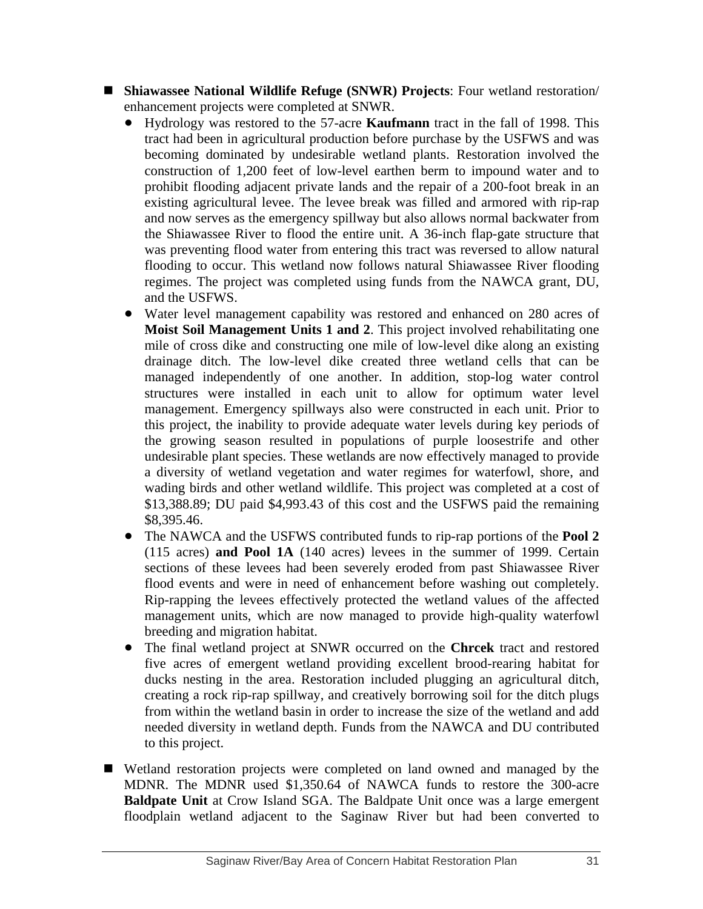- **Shiawassee National Wildlife Refuge (SNWR) Projects**: Four wetland restoration/ enhancement projects were completed at SNWR.
  - Hydrology was restored to the 57-acre **Kaufmann** tract in the fall of 1998. This tract had been in agricultural production before purchase by the USFWS and was becoming dominated by undesirable wetland plants. Restoration involved the construction of 1,200 feet of low-level earthen berm to impound water and to prohibit flooding adjacent private lands and the repair of a 200-foot break in an existing agricultural levee. The levee break was filled and armored with rip-rap and now serves as the emergency spillway but also allows normal backwater from the Shiawassee River to flood the entire unit. A 36-inch flap-gate structure that was preventing flood water from entering this tract was reversed to allow natural flooding to occur. This wetland now follows natural Shiawassee River flooding regimes. The project was completed using funds from the NAWCA grant, DU, and the USFWS.
  - Water level management capability was restored and enhanced on 280 acres of **Moist Soil Management Units 1 and 2**. This project involved rehabilitating one mile of cross dike and constructing one mile of low-level dike along an existing drainage ditch. The low-level dike created three wetland cells that can be managed independently of one another. In addition, stop-log water control structures were installed in each unit to allow for optimum water level management. Emergency spillways also were constructed in each unit. Prior to this project, the inability to provide adequate water levels during key periods of the growing season resulted in populations of purple loosestrife and other undesirable plant species. These wetlands are now effectively managed to provide a diversity of wetland vegetation and water regimes for waterfowl, shore, and wading birds and other wetland wildlife. This project was completed at a cost of $13,388.89; DU paid $4,993.43 of this cost and the USFWS paid the remaining $8,395.46.
  - The NAWCA and the USFWS contributed funds to rip-rap portions of the **Pool 2** (115 acres) **and Pool 1A** (140 acres) levees in the summer of 1999. Certain sections of these levees had been severely eroded from past Shiawassee River flood events and were in need of enhancement before washing out completely. Rip-rapping the levees effectively protected the wetland values of the affected management units, which are now managed to provide high-quality waterfowl breeding and migration habitat.
  - The final wetland project at SNWR occurred on the **Chrcek** tract and restored five acres of emergent wetland providing excellent brood-rearing habitat for ducks nesting in the area. Restoration included plugging an agricultural ditch, creating a rock rip-rap spillway, and creatively borrowing soil for the ditch plugs from within the wetland basin in order to increase the size of the wetland and add needed diversity in wetland depth. Funds from the NAWCA and DU contributed to this project.

- Wetland restoration projects were completed on land owned and managed by the MDNR. The MDNR used $1,350.64 of NAWCA funds to restore the 300-acre **Baldpate Unit** at Crow Island SGA. The Baldpate Unit once was a large emergent floodplain wetland adjacent to the Saginaw River but had been converted to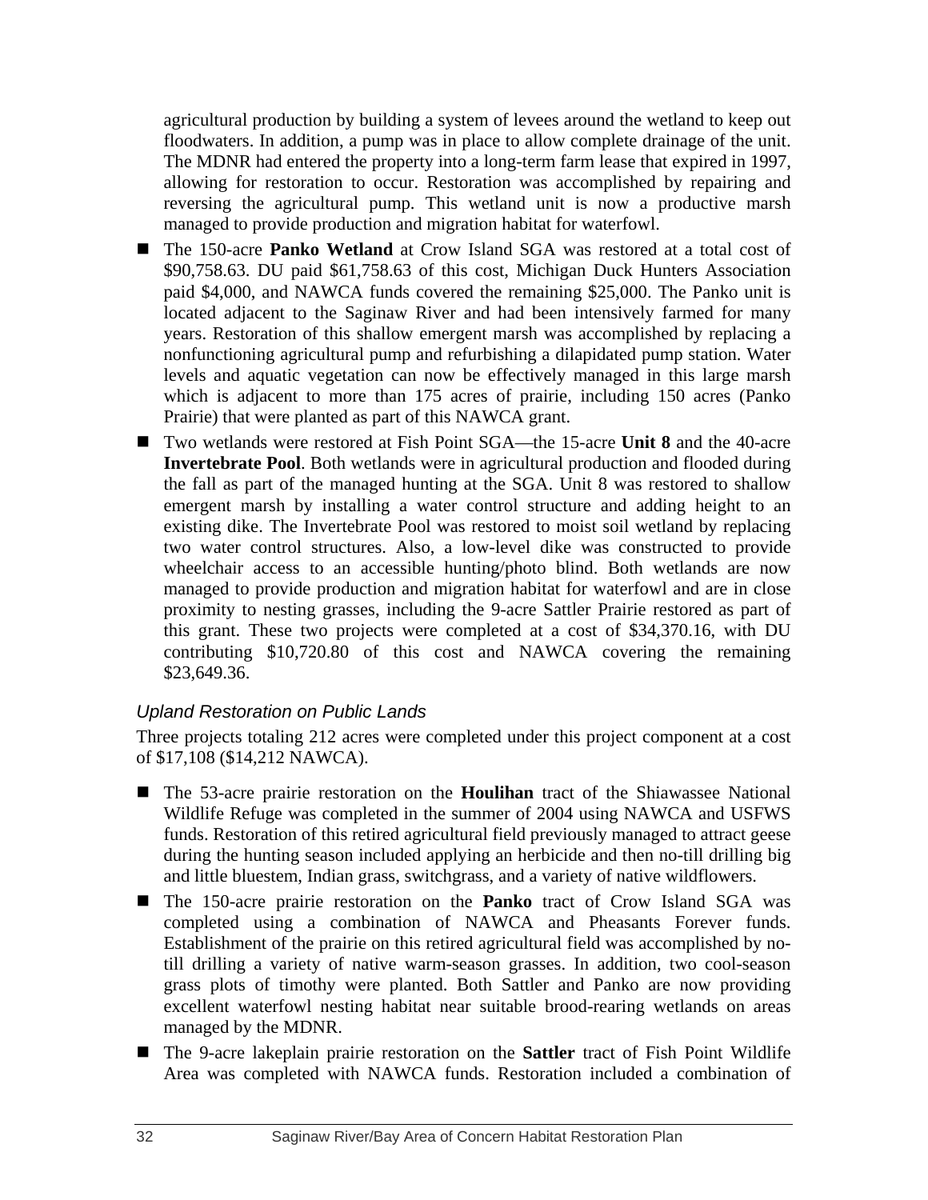agricultural production by building a system of levees around the wetland to keep out floodwaters. In addition, a pump was in place to allow complete drainage of the unit. The MDNR had entered the property into a long-term farm lease that expired in 1997, allowing for restoration to occur. Restoration was accomplished by repairing and reversing the agricultural pump. This wetland unit is now a productive marsh managed to provide production and migration habitat for waterfowl.

- The 150-acre **Panko Wetland** at Crow Island SGA was restored at a total cost of $90,758.63. DU paid $61,758.63 of this cost, Michigan Duck Hunters Association paid $4,000, and NAWCA funds covered the remaining $25,000. The Panko unit is located adjacent to the Saginaw River and had been intensively farmed for many years. Restoration of this shallow emergent marsh was accomplished by replacing a nonfunctioning agricultural pump and refurbishing a dilapidated pump station. Water levels and aquatic vegetation can now be effectively managed in this large marsh which is adjacent to more than 175 acres of prairie, including 150 acres (Panko Prairie) that were planted as part of this NAWCA grant.
- Two wetlands were restored at Fish Point SGA—the 15-acre **Unit 8** and the 40-acre **Invertebrate Pool**. Both wetlands were in agricultural production and flooded during the fall as part of the managed hunting at the SGA. Unit 8 was restored to shallow emergent marsh by installing a water control structure and adding height to an existing dike. The Invertebrate Pool was restored to moist soil wetland by replacing two water control structures. Also, a low-level dike was constructed to provide wheelchair access to an accessible hunting/photo blind. Both wetlands are now managed to provide production and migration habitat for waterfowl and are in close proximity to nesting grasses, including the 9-acre Sattler Prairie restored as part of this grant. These two projects were completed at a cost of $34,370.16, with DU contributing $10,720.80 of this cost and NAWCA covering the remaining $23,649.36.

### *Upland Restoration on Public Lands*

Three projects totaling 212 acres were completed under this project component at a cost of $17,108 ($14,212 NAWCA).

- The 53-acre prairie restoration on the **Houlihan** tract of the Shiawassee National Wildlife Refuge was completed in the summer of 2004 using NAWCA and USFWS funds. Restoration of this retired agricultural field previously managed to attract geese during the hunting season included applying an herbicide and then no-till drilling big and little bluestem, Indian grass, switchgrass, and a variety of native wildflowers.
- The 150-acre prairie restoration on the **Panko** tract of Crow Island SGA was completed using a combination of NAWCA and Pheasants Forever funds. Establishment of the prairie on this retired agricultural field was accomplished by no-till drilling a variety of native warm-season grasses. In addition, two cool-season grass plots of timothy were planted. Both Sattler and Panko are now providing excellent waterfowl nesting habitat near suitable brood-rearing wetlands on areas managed by the MDNR.
- The 9-acre lakeplain prairie restoration on the **Sattler** tract of Fish Point Wildlife Area was completed with NAWCA funds. Restoration included a combination of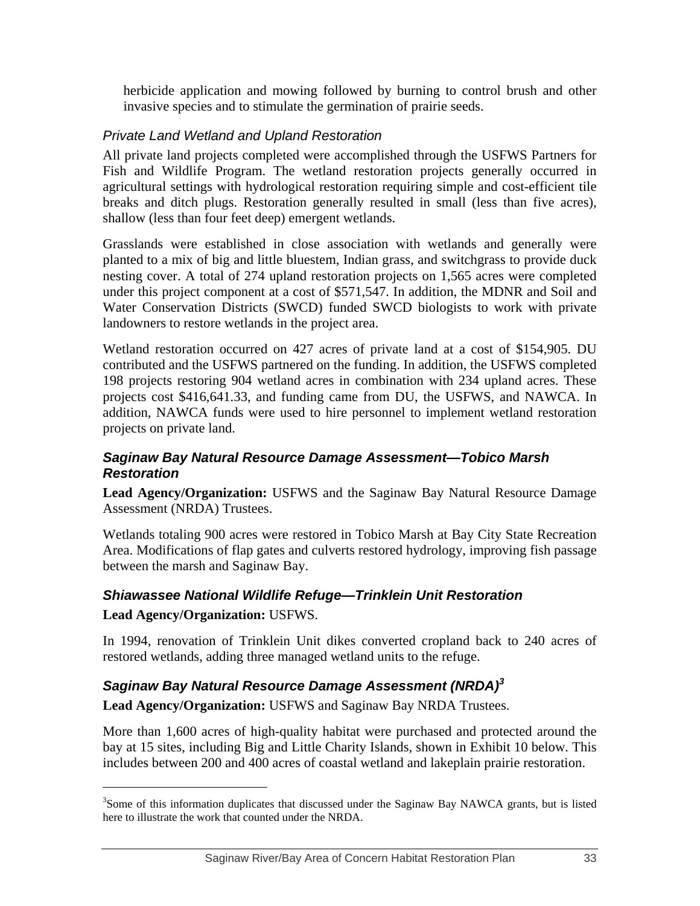herbicide application and mowing followed by burning to control brush and other invasive species and to stimulate the germination of prairie seeds.

### *Private Land Wetland and Upland Restoration*

All private land projects completed were accomplished through the USFWS Partners for Fish and Wildlife Program. The wetland restoration projects generally occurred in agricultural settings with hydrological restoration requiring simple and cost-efficient tile breaks and ditch plugs. Restoration generally resulted in small (less than five acres), shallow (less than four feet deep) emergent wetlands.

Grasslands were established in close association with wetlands and generally were planted to a mix of big and little bluestem, Indian grass, and switchgrass to provide duck nesting cover. A total of 274 upland restoration projects on 1,565 acres were completed under this project component at a cost of $571,547. In addition, the MDNR and Soil and Water Conservation Districts (SWCD) funded SWCD biologists to work with private landowners to restore wetlands in the project area.

Wetland restoration occurred on 427 acres of private land at a cost of $154,905. DU contributed and the USFWS partnered on the funding. In addition, the USFWS completed 198 projects restoring 904 wetland acres in combination with 234 upland acres. These projects cost $416,641.33, and funding came from DU, the USFWS, and NAWCA. In addition, NAWCA funds were used to hire personnel to implement wetland restoration projects on private land.

### ***Saginaw Bay Natural Resource Damage Assessment—Tobico Marsh Restoration***

**Lead Agency/Organization:** USFWS and the Saginaw Bay Natural Resource Damage Assessment (NRDA) Trustees.

Wetlands totaling 900 acres were restored in Tobico Marsh at Bay City State Recreation Area. Modifications of flap gates and culverts restored hydrology, improving fish passage between the marsh and Saginaw Bay.

### ***Shiawassee National Wildlife Refuge—Trinklein Unit Restoration***

**Lead Agency/Organization:** USFWS.

In 1994, renovation of Trinklein Unit dikes converted cropland back to 240 acres of restored wetlands, adding three managed wetland units to the refuge.

### ***Saginaw Bay Natural Resource Damage Assessment (NRDA)[3]***

**Lead Agency/Organization:** USFWS and Saginaw Bay NRDA Trustees.

More than 1,600 acres of high-quality habitat were purchased and protected around the bay at 15 sites, including Big and Little Charity Islands, shown in Exhibit 10 below. This includes between 200 and 400 acres of coastal wetland and lakeplain prairie restoration.

---

[3]Some of this information duplicates that discussed under the Saginaw Bay NAWCA grants, but is listed here to illustrate the work that counted under the NRDA.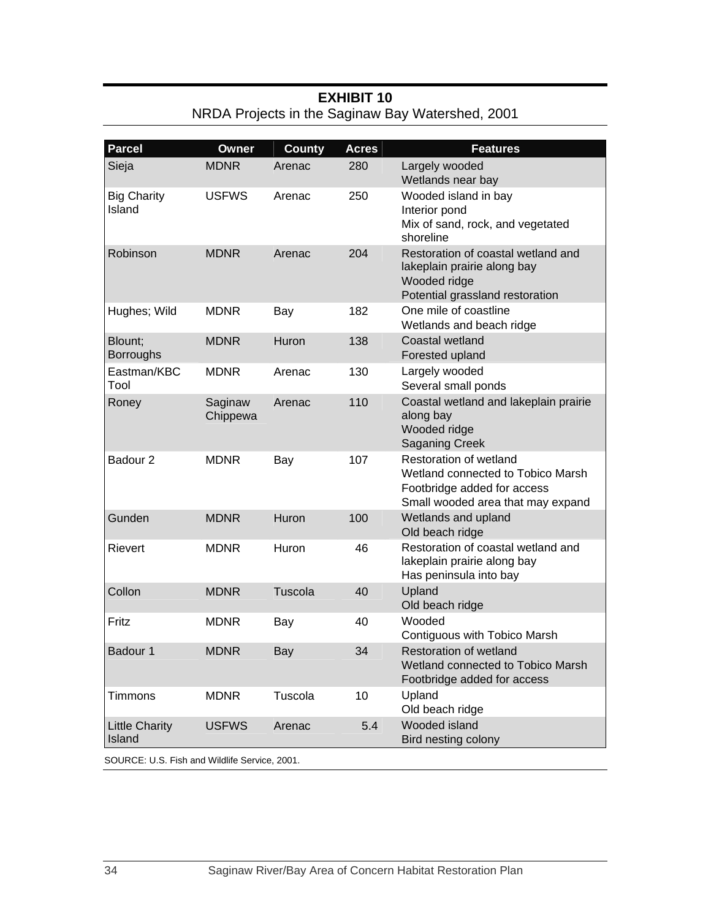**EXHIBIT 10**
NRDA Projects in the Saginaw Bay Watershed, 2001

| Parcel | Owner | County | Acres | Features |
|---|---|---|---|---|
| Sieja | MDNR | Arenac | 280 | Largely wooded<br>Wetlands near bay |
| Big Charity Island | USFWS | Arenac | 250 | Wooded island in bay<br>Interior pond<br>Mix of sand, rock, and vegetated shoreline |
| Robinson | MDNR | Arenac | 204 | Restoration of coastal wetland and lakeplain prairie along bay<br>Wooded ridge<br>Potential grassland restoration |
| Hughes; Wild | MDNR | Bay | 182 | One mile of coastline<br>Wetlands and beach ridge |
| Blount; Borroughs | MDNR | Huron | 138 | Coastal wetland<br>Forested upland |
| Eastman/KBC Tool | MDNR | Arenac | 130 | Largely wooded<br>Several small ponds |
| Roney | Saginaw Chippewa | Arenac | 110 | Coastal wetland and lakeplain prairie along bay<br>Wooded ridge<br>Saganing Creek |
| Badour 2 | MDNR | Bay | 107 | Restoration of wetland<br>Wetland connected to Tobico Marsh<br>Footbridge added for access<br>Small wooded area that may expand |
| Gunden | MDNR | Huron | 100 | Wetlands and upland<br>Old beach ridge |
| Rievert | MDNR | Huron | 46 | Restoration of coastal wetland and lakeplain prairie along bay<br>Has peninsula into bay |
| Collon | MDNR | Tuscola | 40 | Upland<br>Old beach ridge |
| Fritz | MDNR | Bay | 40 | Wooded<br>Contiguous with Tobico Marsh |
| Badour 1 | MDNR | Bay | 34 | Restoration of wetland<br>Wetland connected to Tobico Marsh<br>Footbridge added for access |
| Timmons | MDNR | Tuscola | 10 | Upland<br>Old beach ridge |
| Little Charity Island | USFWS | Arenac | 5.4 | Wooded island<br>Bird nesting colony |

SOURCE: U.S. Fish and Wildlife Service, 2001.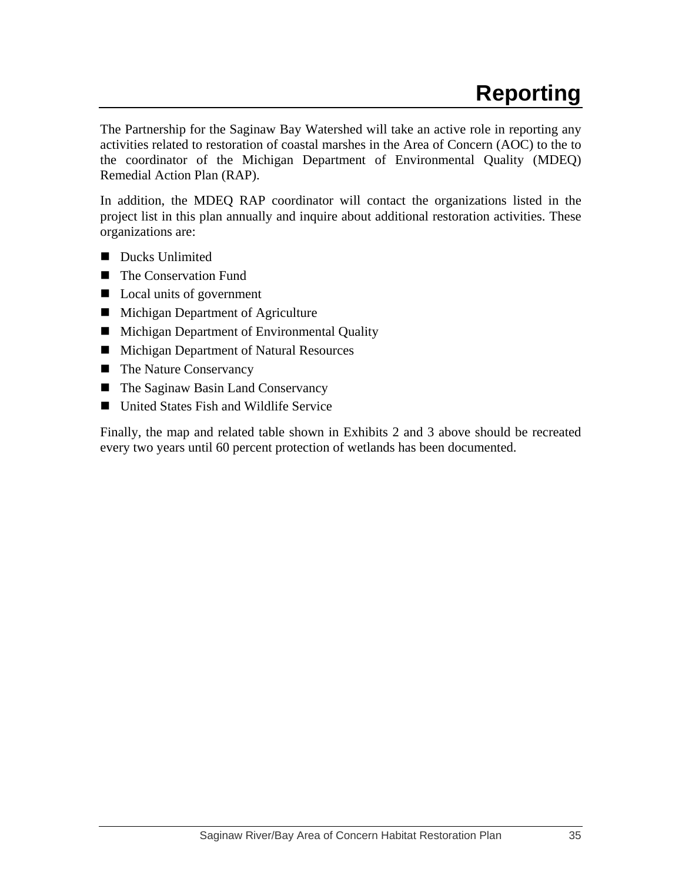# Reporting

The Partnership for the Saginaw Bay Watershed will take an active role in reporting any activities related to restoration of coastal marshes in the Area of Concern (AOC) to the to the coordinator of the Michigan Department of Environmental Quality (MDEQ) Remedial Action Plan (RAP).

In addition, the MDEQ RAP coordinator will contact the organizations listed in the project list in this plan annually and inquire about additional restoration activities. These organizations are:

- Ducks Unlimited
- The Conservation Fund
- Local units of government
- Michigan Department of Agriculture
- Michigan Department of Environmental Quality
- Michigan Department of Natural Resources
- The Nature Conservancy
- The Saginaw Basin Land Conservancy
- United States Fish and Wildlife Service

Finally, the map and related table shown in Exhibits 2 and 3 above should be recreated every two years until 60 percent protection of wetlands has been documented.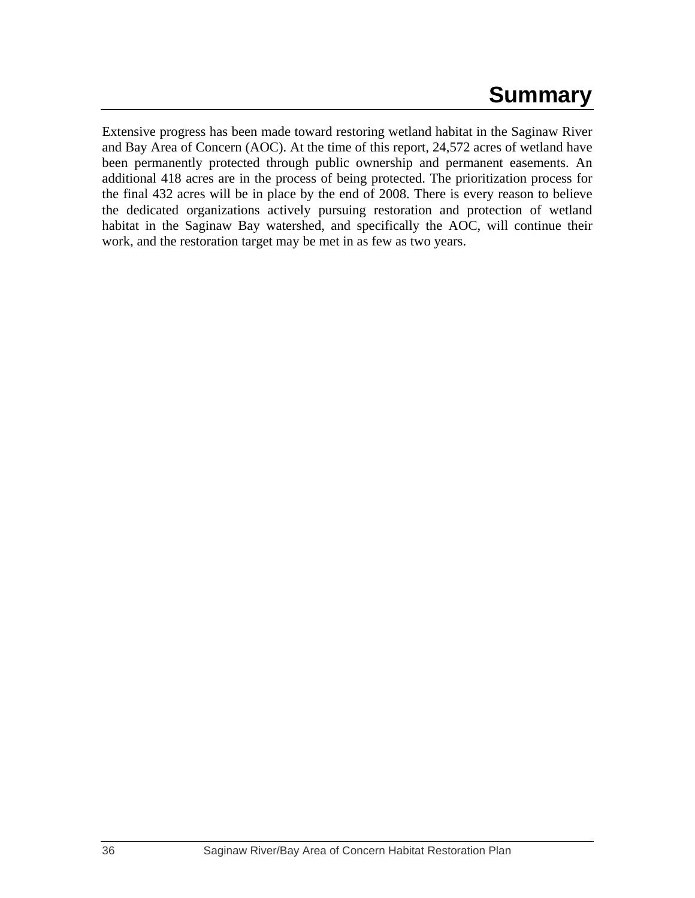# Summary

Extensive progress has been made toward restoring wetland habitat in the Saginaw River and Bay Area of Concern (AOC). At the time of this report, 24,572 acres of wetland have been permanently protected through public ownership and permanent easements. An additional 418 acres are in the process of being protected. The prioritization process for the final 432 acres will be in place by the end of 2008. There is every reason to believe the dedicated organizations actively pursuing restoration and protection of wetland habitat in the Saginaw Bay watershed, and specifically the AOC, will continue their work, and the restoration target may be met in as few as two years.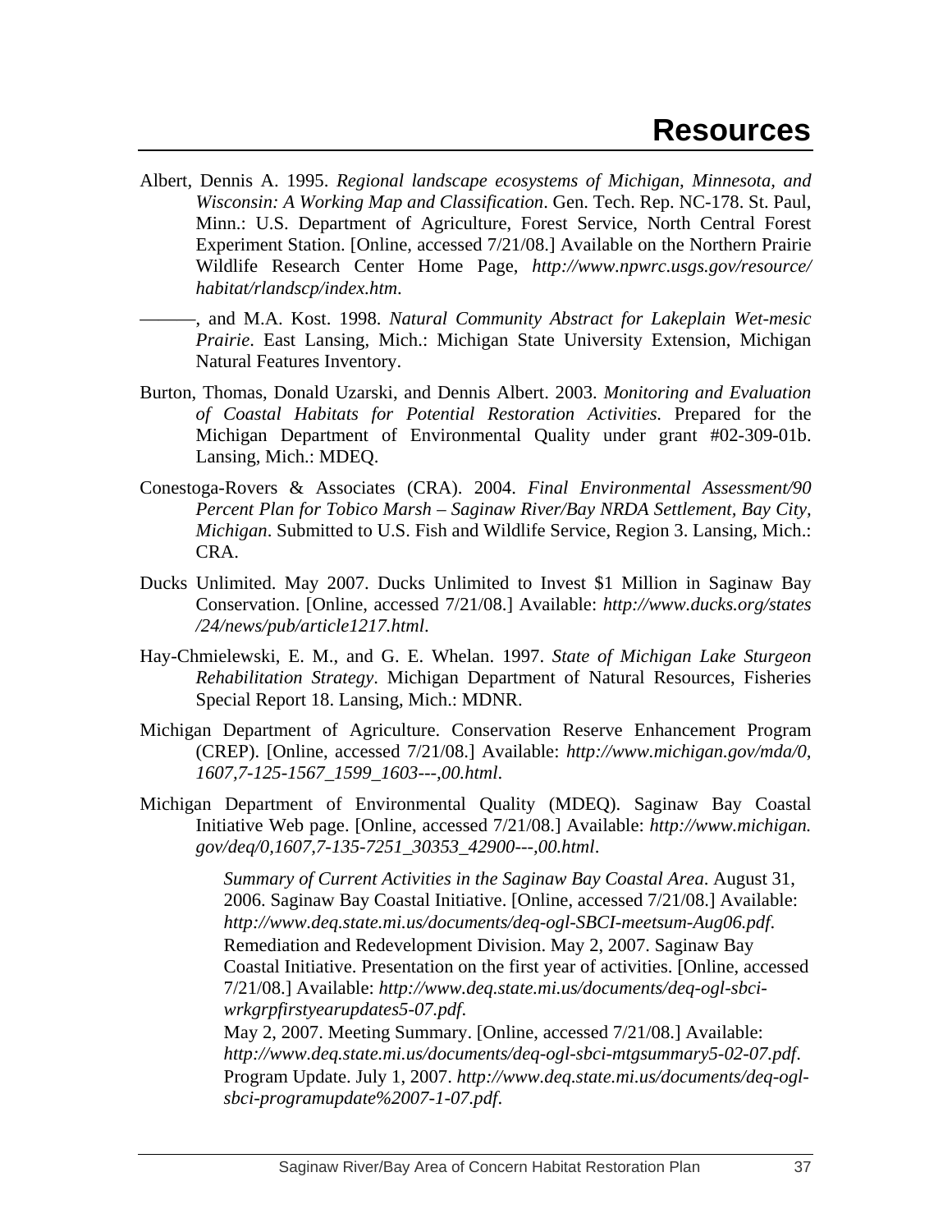# Resources

Albert, Dennis A. 1995. *Regional landscape ecosystems of Michigan, Minnesota, and Wisconsin: A Working Map and Classification*. Gen. Tech. Rep. NC-178. St. Paul, Minn.: U.S. Department of Agriculture, Forest Service, North Central Forest Experiment Station. [Online, accessed 7/21/08.] Available on the Northern Prairie Wildlife Research Center Home Page, *http://www.npwrc.usgs.gov/resource/habitat/rlandscp/index.htm*.

———, and M.A. Kost. 1998. *Natural Community Abstract for Lakeplain Wet-mesic Prairie*. East Lansing, Mich.: Michigan State University Extension, Michigan Natural Features Inventory.

Burton, Thomas, Donald Uzarski, and Dennis Albert. 2003. *Monitoring and Evaluation of Coastal Habitats for Potential Restoration Activities.* Prepared for the Michigan Department of Environmental Quality under grant #02-309-01b. Lansing, Mich.: MDEQ.

Conestoga-Rovers & Associates (CRA). 2004. *Final Environmental Assessment/90 Percent Plan for Tobico Marsh – Saginaw River/Bay NRDA Settlement, Bay City, Michigan*. Submitted to U.S. Fish and Wildlife Service, Region 3. Lansing, Mich.: CRA.

Ducks Unlimited. May 2007. Ducks Unlimited to Invest $1 Million in Saginaw Bay Conservation. [Online, accessed 7/21/08.] Available: *http://www.ducks.org/states/24/news/pub/article1217.html*.

Hay-Chmielewski, E. M., and G. E. Whelan. 1997. *State of Michigan Lake Sturgeon Rehabilitation Strategy*. Michigan Department of Natural Resources, Fisheries Special Report 18. Lansing, Mich.: MDNR.

Michigan Department of Agriculture. Conservation Reserve Enhancement Program (CREP). [Online, accessed 7/21/08.] Available: *http://www.michigan.gov/mda/0,1607,7-125-1567_1599_1603---,00.html*.

Michigan Department of Environmental Quality (MDEQ). Saginaw Bay Coastal Initiative Web page. [Online, accessed 7/21/08.] Available: *http://www.michigan.gov/deq/0,1607,7-135-7251_30353_42900---,00.html*.

*Summary of Current Activities in the Saginaw Bay Coastal Area*. August 31, 2006. Saginaw Bay Coastal Initiative. [Online, accessed 7/21/08.] Available: *http://www.deq.state.mi.us/documents/deq-ogl-SBCI-meetsum-Aug06.pdf*.
Remediation and Redevelopment Division. May 2, 2007. Saginaw Bay Coastal Initiative. Presentation on the first year of activities. [Online, accessed 7/21/08.] Available: *http://www.deq.state.mi.us/documents/deq-ogl-sbci-wrkgrpfirstyearupdates5-07.pdf*.
May 2, 2007. Meeting Summary. [Online, accessed 7/21/08.] Available: *http://www.deq.state.mi.us/documents/deq-ogl-sbci-mtgsummary5-02-07.pdf*.
Program Update. July 1, 2007. *http://www.deq.state.mi.us/documents/deq-ogl-sbci-programupdate%2007-1-07.pdf*.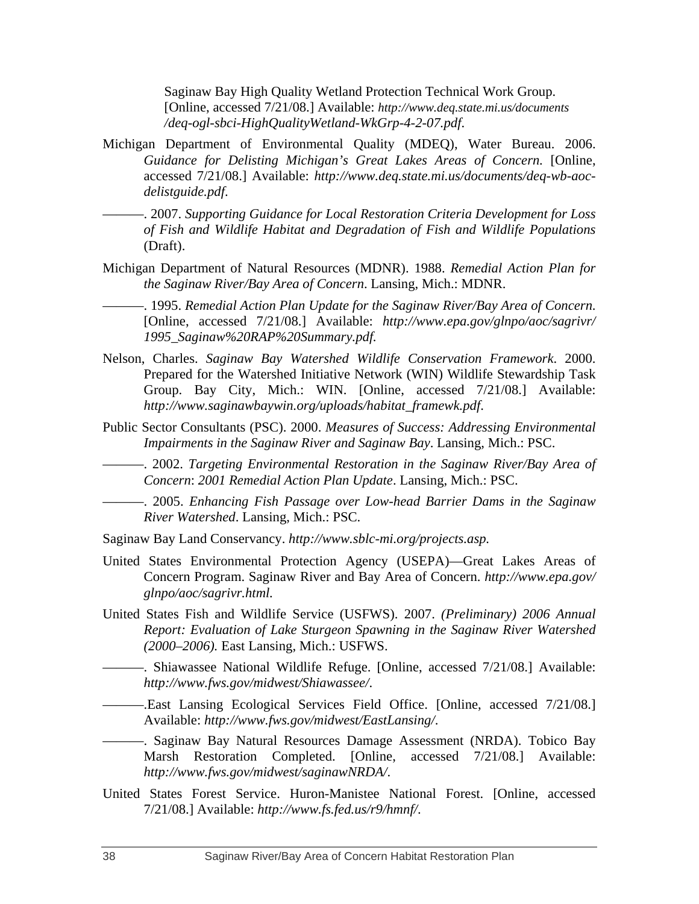Saginaw Bay High Quality Wetland Protection Technical Work Group. [Online, accessed 7/21/08.] Available: *http://www.deq.state.mi.us/documents /deq-ogl-sbci-HighQualityWetland-WkGrp-4-2-07.pdf*.

Michigan Department of Environmental Quality (MDEQ), Water Bureau. 2006. *Guidance for Delisting Michigan's Great Lakes Areas of Concern*. [Online, accessed 7/21/08.] Available: *http://www.deq.state.mi.us/documents/deq-wb-aoc-delistguide.pdf*.

———. 2007. *Supporting Guidance for Local Restoration Criteria Development for Loss of Fish and Wildlife Habitat and Degradation of Fish and Wildlife Populations* (Draft).

Michigan Department of Natural Resources (MDNR). 1988. *Remedial Action Plan for the Saginaw River/Bay Area of Concern*. Lansing, Mich.: MDNR.

———. 1995. *Remedial Action Plan Update for the Saginaw River/Bay Area of Concern*. [Online, accessed 7/21/08.] Available: *http://www.epa.gov/glnpo/aoc/sagrivr/ 1995_Saginaw%20RAP%20Summary.pdf.*

Nelson, Charles. *Saginaw Bay Watershed Wildlife Conservation Framework*. 2000. Prepared for the Watershed Initiative Network (WIN) Wildlife Stewardship Task Group. Bay City, Mich.: WIN. [Online, accessed 7/21/08.] Available: *http://www.saginawbaywin.org/uploads/habitat_framewk.pdf*.

Public Sector Consultants (PSC). 2000. *Measures of Success: Addressing Environmental Impairments in the Saginaw River and Saginaw Bay*. Lansing, Mich.: PSC.

———. 2002. *Targeting Environmental Restoration in the Saginaw River/Bay Area of Concern*: *2001 Remedial Action Plan Update*. Lansing, Mich.: PSC.

———. 2005. *Enhancing Fish Passage over Low-head Barrier Dams in the Saginaw River Watershed*. Lansing, Mich.: PSC.

Saginaw Bay Land Conservancy. *http://www.sblc-mi.org/projects.asp.*

United States Environmental Protection Agency (USEPA)—Great Lakes Areas of Concern Program. Saginaw River and Bay Area of Concern. *http://www.epa.gov/ glnpo/aoc/sagrivr.html.*

United States Fish and Wildlife Service (USFWS). 2007. *(Preliminary) 2006 Annual Report: Evaluation of Lake Sturgeon Spawning in the Saginaw River Watershed (2000–2006).* East Lansing, Mich.: USFWS.

———. Shiawassee National Wildlife Refuge. [Online, accessed 7/21/08.] Available: *http://www.fws.gov/midwest/Shiawassee/*.

———.East Lansing Ecological Services Field Office. [Online, accessed 7/21/08.] Available: *http://www.fws.gov/midwest/EastLansing/.*

———. Saginaw Bay Natural Resources Damage Assessment (NRDA). Tobico Bay Marsh Restoration Completed. [Online, accessed 7/21/08.] Available: *http://www.fws.gov/midwest/saginawNRDA/*.

United States Forest Service. Huron-Manistee National Forest. [Online, accessed 7/21/08.] Available: *http://www.fs.fed.us/r9/hmnf/*.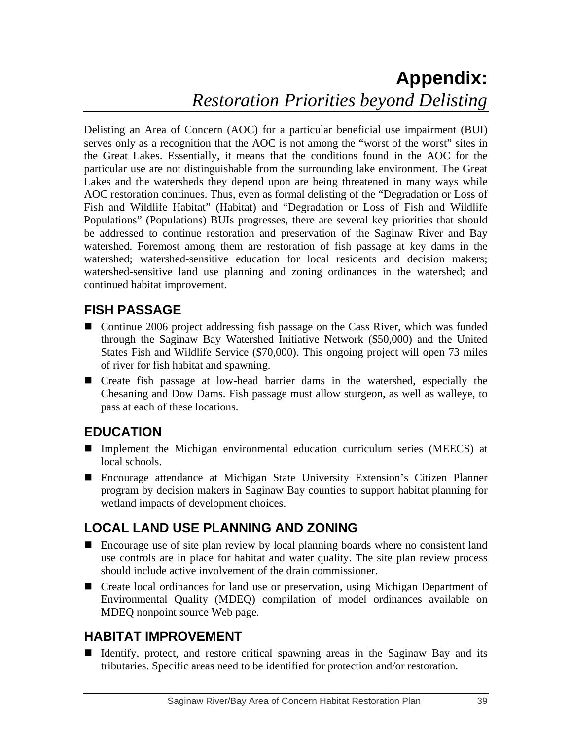# Appendix:

*Restoration Priorities beyond Delisting*

Delisting an Area of Concern (AOC) for a particular beneficial use impairment (BUI) serves only as a recognition that the AOC is not among the "worst of the worst" sites in the Great Lakes. Essentially, it means that the conditions found in the AOC for the particular use are not distinguishable from the surrounding lake environment. The Great Lakes and the watersheds they depend upon are being threatened in many ways while AOC restoration continues. Thus, even as formal delisting of the "Degradation or Loss of Fish and Wildlife Habitat" (Habitat) and "Degradation or Loss of Fish and Wildlife Populations" (Populations) BUIs progresses, there are several key priorities that should be addressed to continue restoration and preservation of the Saginaw River and Bay watershed. Foremost among them are restoration of fish passage at key dams in the watershed; watershed-sensitive education for local residents and decision makers; watershed-sensitive land use planning and zoning ordinances in the watershed; and continued habitat improvement.

## FISH PASSAGE

- Continue 2006 project addressing fish passage on the Cass River, which was funded through the Saginaw Bay Watershed Initiative Network ($50,000) and the United States Fish and Wildlife Service ($70,000). This ongoing project will open 73 miles of river for fish habitat and spawning.
- Create fish passage at low-head barrier dams in the watershed, especially the Chesaning and Dow Dams. Fish passage must allow sturgeon, as well as walleye, to pass at each of these locations.

## EDUCATION

- Implement the Michigan environmental education curriculum series (MEECS) at local schools.
- Encourage attendance at Michigan State University Extension's Citizen Planner program by decision makers in Saginaw Bay counties to support habitat planning for wetland impacts of development choices.

## LOCAL LAND USE PLANNING AND ZONING

- Encourage use of site plan review by local planning boards where no consistent land use controls are in place for habitat and water quality. The site plan review process should include active involvement of the drain commissioner.
- Create local ordinances for land use or preservation, using Michigan Department of Environmental Quality (MDEQ) compilation of model ordinances available on MDEQ nonpoint source Web page.

## HABITAT IMPROVEMENT

- Identify, protect, and restore critical spawning areas in the Saginaw Bay and its tributaries. Specific areas need to be identified for protection and/or restoration.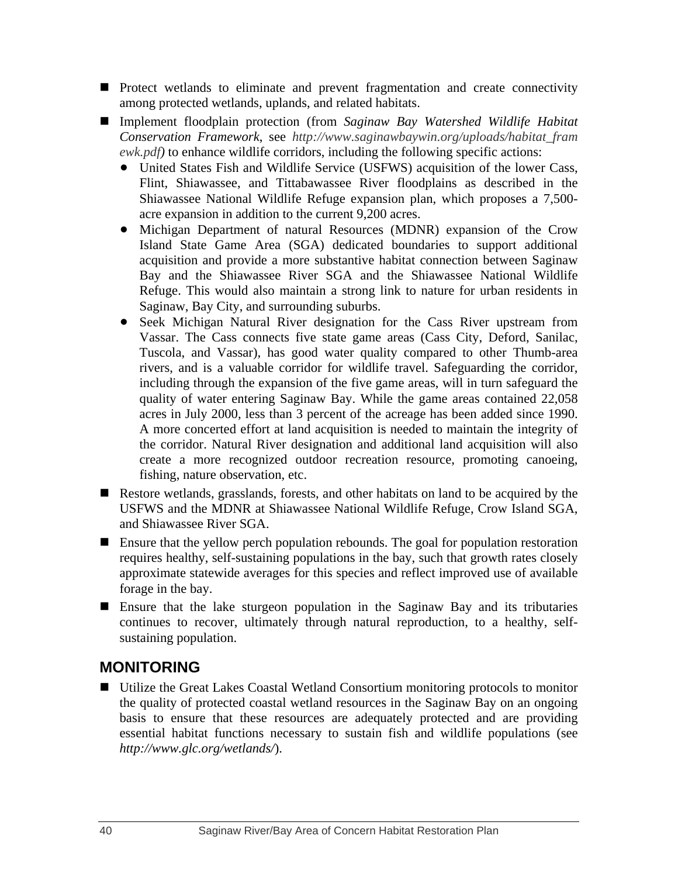- Protect wetlands to eliminate and prevent fragmentation and create connectivity among protected wetlands, uplands, and related habitats.
- Implement floodplain protection (from *Saginaw Bay Watershed Wildlife Habitat Conservation Framework*, see *http://www.saginawbaywin.org/uploads/habitat_framewk.pdf*) to enhance wildlife corridors, including the following specific actions:
  - United States Fish and Wildlife Service (USFWS) acquisition of the lower Cass, Flint, Shiawassee, and Tittabawassee River floodplains as described in the Shiawassee National Wildlife Refuge expansion plan, which proposes a 7,500-acre expansion in addition to the current 9,200 acres.
  - Michigan Department of natural Resources (MDNR) expansion of the Crow Island State Game Area (SGA) dedicated boundaries to support additional acquisition and provide a more substantive habitat connection between Saginaw Bay and the Shiawassee River SGA and the Shiawassee National Wildlife Refuge. This would also maintain a strong link to nature for urban residents in Saginaw, Bay City, and surrounding suburbs.
  - Seek Michigan Natural River designation for the Cass River upstream from Vassar. The Cass connects five state game areas (Cass City, Deford, Sanilac, Tuscola, and Vassar), has good water quality compared to other Thumb-area rivers, and is a valuable corridor for wildlife travel. Safeguarding the corridor, including through the expansion of the five game areas, will in turn safeguard the quality of water entering Saginaw Bay. While the game areas contained 22,058 acres in July 2000, less than 3 percent of the acreage has been added since 1990. A more concerted effort at land acquisition is needed to maintain the integrity of the corridor. Natural River designation and additional land acquisition will also create a more recognized outdoor recreation resource, promoting canoeing, fishing, nature observation, etc.
- Restore wetlands, grasslands, forests, and other habitats on land to be acquired by the USFWS and the MDNR at Shiawassee National Wildlife Refuge, Crow Island SGA, and Shiawassee River SGA.
- Ensure that the yellow perch population rebounds. The goal for population restoration requires healthy, self-sustaining populations in the bay, such that growth rates closely approximate statewide averages for this species and reflect improved use of available forage in the bay.
- Ensure that the lake sturgeon population in the Saginaw Bay and its tributaries continues to recover, ultimately through natural reproduction, to a healthy, self-sustaining population.

## MONITORING

- Utilize the Great Lakes Coastal Wetland Consortium monitoring protocols to monitor the quality of protected coastal wetland resources in the Saginaw Bay on an ongoing basis to ensure that these resources are adequately protected and are providing essential habitat functions necessary to sustain fish and wildlife populations (see *http://www.glc.org/wetlands/*).